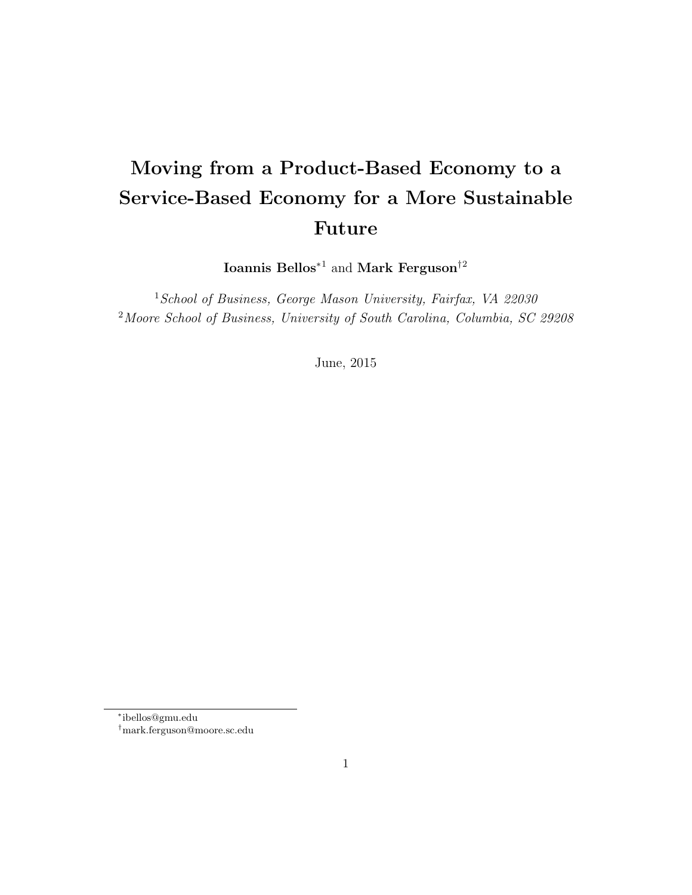# Moving from a Product-Based Economy to a Service-Based Economy for a More Sustainable Future

**Ioannis Bellos**[*1] and **Mark Ferguson**[†2]

[1]*School of Business, George Mason University, Fairfax, VA 22030*
[2]*Moore School of Business, University of South Carolina, Columbia, SC 29208*

June, 2015

[*]ibellos@gmu.edu
[†]mark.ferguson@moore.sc.edu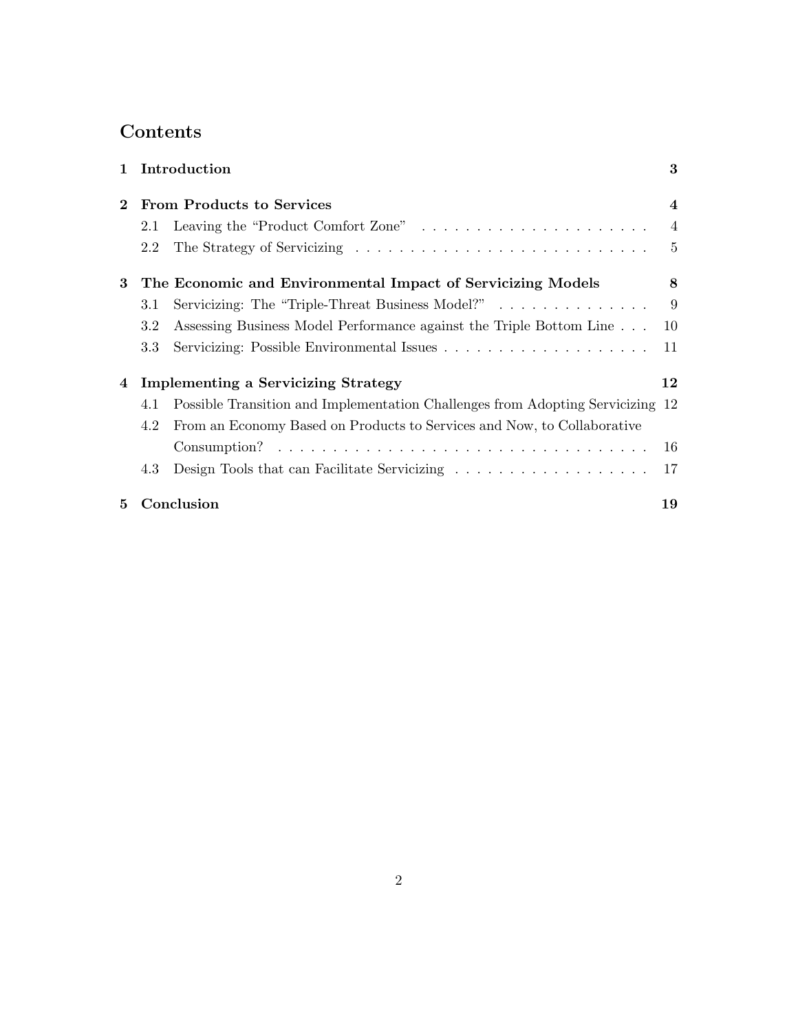# Contents

**1 Introduction** **3**

**2 From Products to Services** **4**

- 2.1 Leaving the "Product Comfort Zone" . . . . . . . . . . . . . . . . . . . . . . 4
- 2.2 The Strategy of Servicizing . . . . . . . . . . . . . . . . . . . . . . . . . . . 5

**3 The Economic and Environmental Impact of Servicizing Models** **8**

- 3.1 Servicizing: The "Triple-Threat Business Model?" . . . . . . . . . . . . . . . 9
- 3.2 Assessing Business Model Performance against the Triple Bottom Line . . . 10
- 3.3 Servicizing: Possible Environmental Issues . . . . . . . . . . . . . . . . . . . 11

**4 Implementing a Servicizing Strategy** **12**

- 4.1 Possible Transition and Implementation Challenges from Adopting Servicizing 12
- 4.2 From an Economy Based on Products to Services and Now, to Collaborative Consumption? . . . . . . . . . . . . . . . . . . . . . . . . . . . . . . . . . . . 16
- 4.3 Design Tools that can Facilitate Servicizing . . . . . . . . . . . . . . . . . . . 17

**5 Conclusion** **19**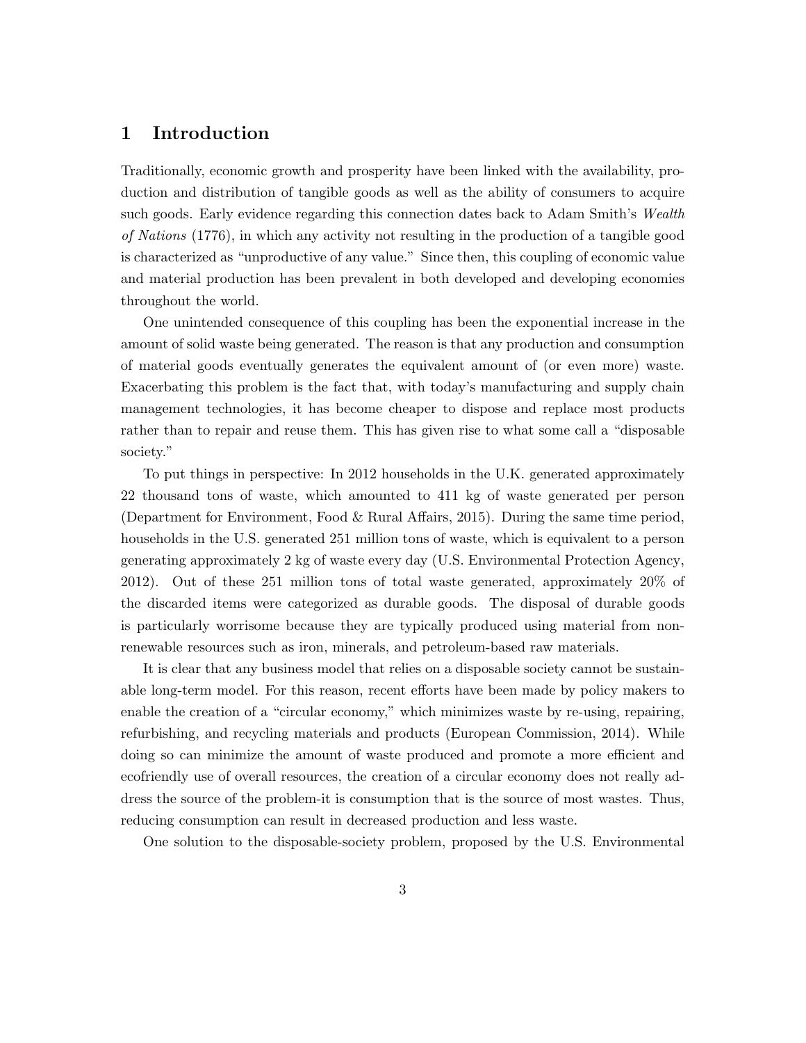# 1 Introduction

Traditionally, economic growth and prosperity have been linked with the availability, production and distribution of tangible goods as well as the ability of consumers to acquire such goods. Early evidence regarding this connection dates back to Adam Smith's *Wealth of Nations* (1776), in which any activity not resulting in the production of a tangible good is characterized as "unproductive of any value." Since then, this coupling of economic value and material production has been prevalent in both developed and developing economies throughout the world.

One unintended consequence of this coupling has been the exponential increase in the amount of solid waste being generated. The reason is that any production and consumption of material goods eventually generates the equivalent amount of (or even more) waste. Exacerbating this problem is the fact that, with today's manufacturing and supply chain management technologies, it has become cheaper to dispose and replace most products rather than to repair and reuse them. This has given rise to what some call a "disposable society."

To put things in perspective: In 2012 households in the U.K. generated approximately 22 thousand tons of waste, which amounted to 411 kg of waste generated per person (Department for Environment, Food & Rural Affairs, 2015). During the same time period, households in the U.S. generated 251 million tons of waste, which is equivalent to a person generating approximately 2 kg of waste every day (U.S. Environmental Protection Agency, 2012). Out of these 251 million tons of total waste generated, approximately 20% of the discarded items were categorized as durable goods. The disposal of durable goods is particularly worrisome because they are typically produced using material from non-renewable resources such as iron, minerals, and petroleum-based raw materials.

It is clear that any business model that relies on a disposable society cannot be sustainable long-term model. For this reason, recent efforts have been made by policy makers to enable the creation of a "circular economy," which minimizes waste by re-using, repairing, refurbishing, and recycling materials and products (European Commission, 2014). While doing so can minimize the amount of waste produced and promote a more efficient and ecofriendly use of overall resources, the creation of a circular economy does not really address the source of the problem-it is consumption that is the source of most wastes. Thus, reducing consumption can result in decreased production and less waste.

One solution to the disposable-society problem, proposed by the U.S. Environmental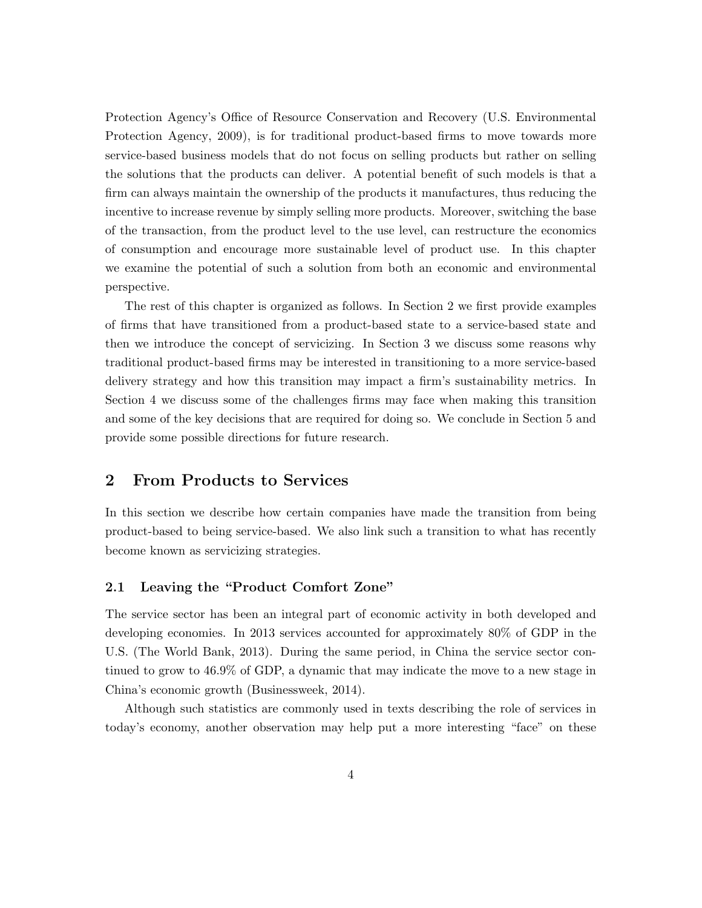Protection Agency's Office of Resource Conservation and Recovery (U.S. Environmental Protection Agency, 2009), is for traditional product-based firms to move towards more service-based business models that do not focus on selling products but rather on selling the solutions that the products can deliver. A potential benefit of such models is that a firm can always maintain the ownership of the products it manufactures, thus reducing the incentive to increase revenue by simply selling more products. Moreover, switching the base of the transaction, from the product level to the use level, can restructure the economics of consumption and encourage more sustainable level of product use. In this chapter we examine the potential of such a solution from both an economic and environmental perspective.

The rest of this chapter is organized as follows. In Section 2 we first provide examples of firms that have transitioned from a product-based state to a service-based state and then we introduce the concept of servicizing. In Section 3 we discuss some reasons why traditional product-based firms may be interested in transitioning to a more service-based delivery strategy and how this transition may impact a firm's sustainability metrics. In Section 4 we discuss some of the challenges firms may face when making this transition and some of the key decisions that are required for doing so. We conclude in Section 5 and provide some possible directions for future research.

## 2 From Products to Services

In this section we describe how certain companies have made the transition from being product-based to being service-based. We also link such a transition to what has recently become known as servicizing strategies.

### 2.1 Leaving the "Product Comfort Zone"

The service sector has been an integral part of economic activity in both developed and developing economies. In 2013 services accounted for approximately 80% of GDP in the U.S. (The World Bank, 2013). During the same period, in China the service sector continued to grow to 46.9% of GDP, a dynamic that may indicate the move to a new stage in China's economic growth (Businessweek, 2014).

Although such statistics are commonly used in texts describing the role of services in today's economy, another observation may help put a more interesting "face" on these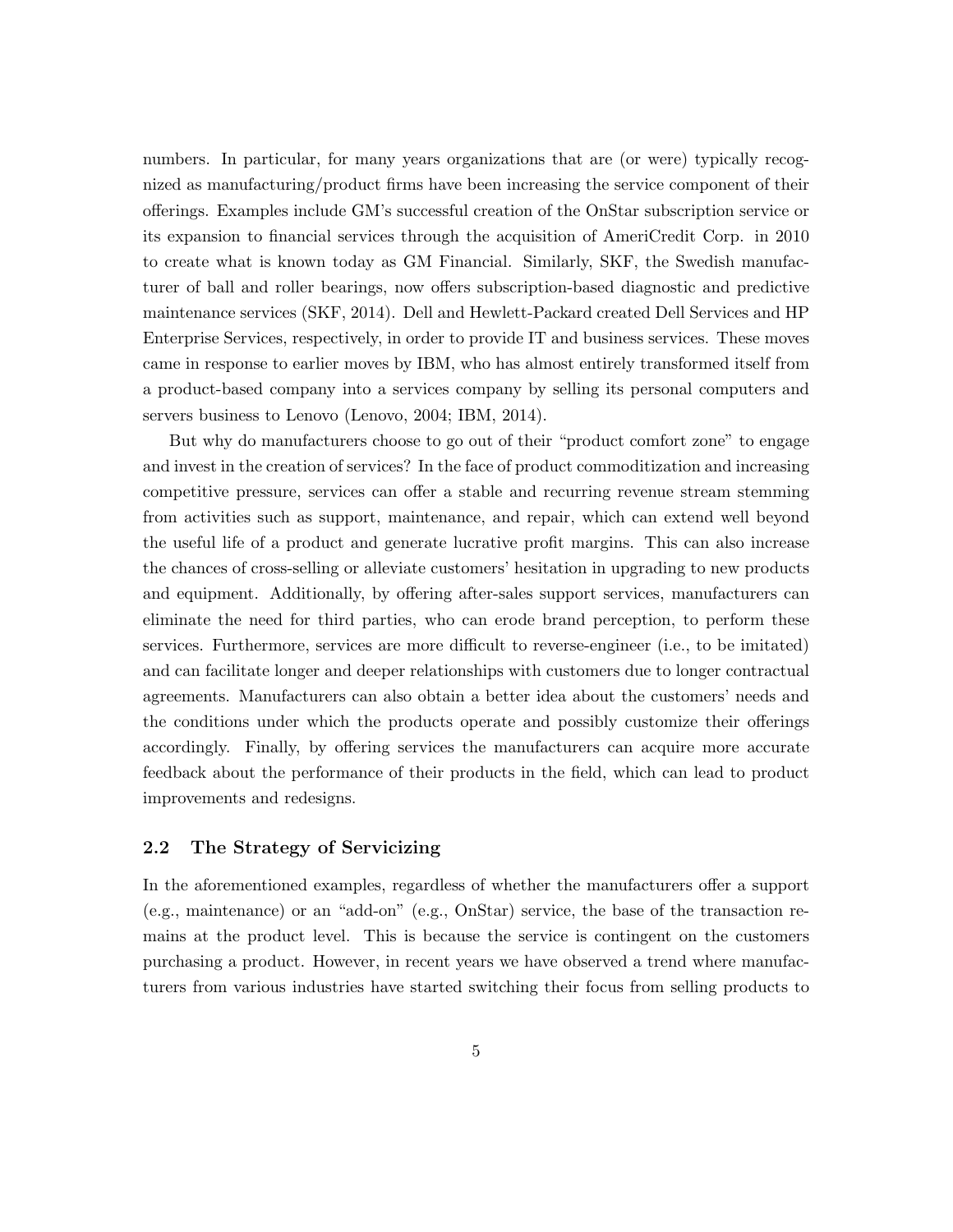numbers. In particular, for many years organizations that are (or were) typically recognized as manufacturing/product firms have been increasing the service component of their offerings. Examples include GM's successful creation of the OnStar subscription service or its expansion to financial services through the acquisition of AmeriCredit Corp. in 2010 to create what is known today as GM Financial. Similarly, SKF, the Swedish manufacturer of ball and roller bearings, now offers subscription-based diagnostic and predictive maintenance services (SKF, 2014). Dell and Hewlett-Packard created Dell Services and HP Enterprise Services, respectively, in order to provide IT and business services. These moves came in response to earlier moves by IBM, who has almost entirely transformed itself from a product-based company into a services company by selling its personal computers and servers business to Lenovo (Lenovo, 2004; IBM, 2014).

But why do manufacturers choose to go out of their "product comfort zone" to engage and invest in the creation of services? In the face of product commoditization and increasing competitive pressure, services can offer a stable and recurring revenue stream stemming from activities such as support, maintenance, and repair, which can extend well beyond the useful life of a product and generate lucrative profit margins. This can also increase the chances of cross-selling or alleviate customers' hesitation in upgrading to new products and equipment. Additionally, by offering after-sales support services, manufacturers can eliminate the need for third parties, who can erode brand perception, to perform these services. Furthermore, services are more difficult to reverse-engineer (i.e., to be imitated) and can facilitate longer and deeper relationships with customers due to longer contractual agreements. Manufacturers can also obtain a better idea about the customers' needs and the conditions under which the products operate and possibly customize their offerings accordingly. Finally, by offering services the manufacturers can acquire more accurate feedback about the performance of their products in the field, which can lead to product improvements and redesigns.

## 2.2 The Strategy of Servicizing

In the aforementioned examples, regardless of whether the manufacturers offer a support (e.g., maintenance) or an "add-on" (e.g., OnStar) service, the base of the transaction remains at the product level. This is because the service is contingent on the customers purchasing a product. However, in recent years we have observed a trend where manufacturers from various industries have started switching their focus from selling products to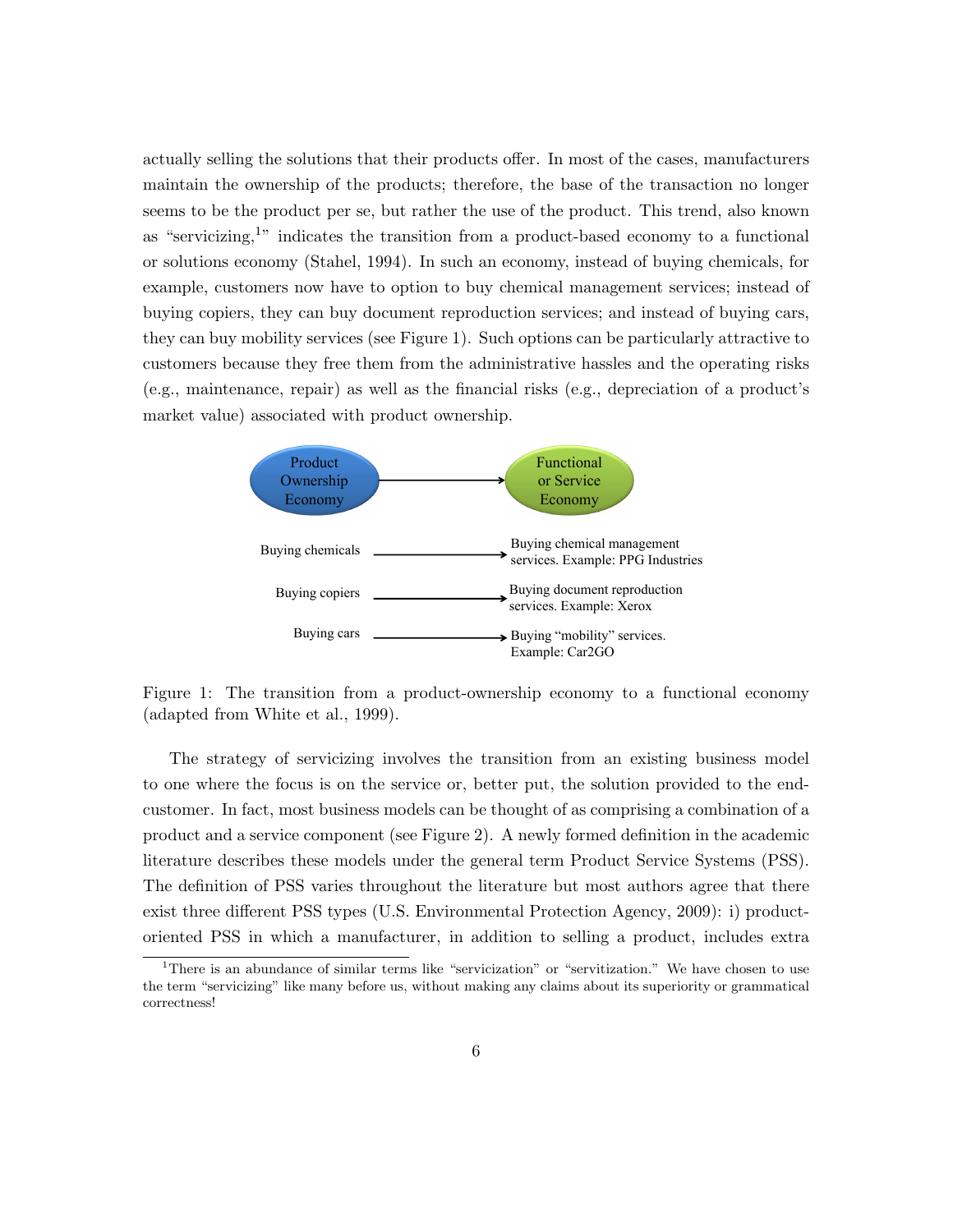actually selling the solutions that their products offer. In most of the cases, manufacturers maintain the ownership of the products; therefore, the base of the transaction no longer seems to be the product per se, but rather the use of the product. This trend, also known as "servicizing,[1]" indicates the transition from a product-based economy to a functional or solutions economy (Stahel, 1994). In such an economy, instead of buying chemicals, for example, customers now have to option to buy chemical management services; instead of buying copiers, they can buy document reproduction services; and instead of buying cars, they can buy mobility services (see Figure 1). Such options can be particularly attractive to customers because they free them from the administrative hassles and the operating risks (e.g., maintenance, repair) as well as the financial risks (e.g., depreciation of a product's market value) associated with product ownership.

Product Ownership Economy → Functional or Service Economy

Buying chemicals → Buying chemical management services. Example: PPG Industries

Buying copiers → Buying document reproduction services. Example: Xerox

Buying cars → Buying "mobility" services. Example: Car2GO

Figure 1: The transition from a product-ownership economy to a functional economy (adapted from White et al., 1999).

The strategy of servicizing involves the transition from an existing business model to one where the focus is on the service or, better put, the solution provided to the end-customer. In fact, most business models can be thought of as comprising a combination of a product and a service component (see Figure 2). A newly formed definition in the academic literature describes these models under the general term Product Service Systems (PSS). The definition of PSS varies throughout the literature but most authors agree that there exist three different PSS types (U.S. Environmental Protection Agency, 2009): i) product-oriented PSS in which a manufacturer, in addition to selling a product, includes extra

[1]There is an abundance of similar terms like "servicization" or "servitization." We have chosen to use the term "servicizing" like many before us, without making any claims about its superiority or grammatical correctness!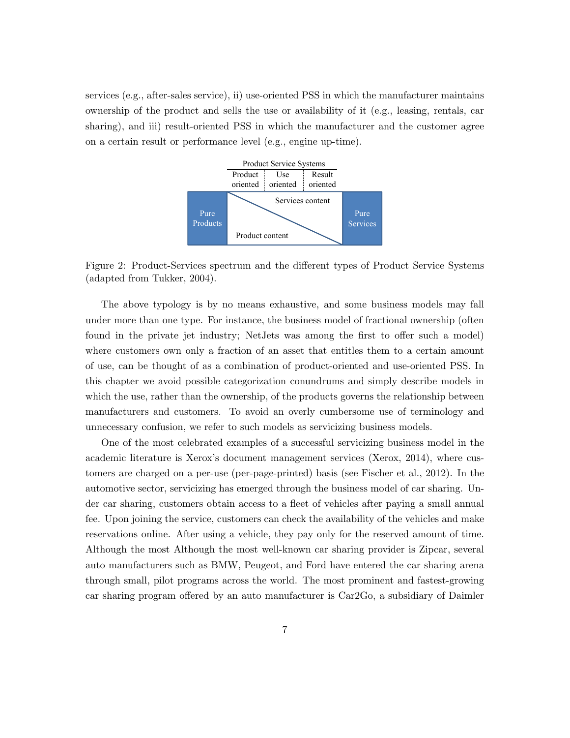services (e.g., after-sales service), ii) use-oriented PSS in which the manufacturer maintains ownership of the product and sells the use or availability of it (e.g., leasing, rentals, car sharing), and iii) result-oriented PSS in which the manufacturer and the customer agree on a certain result or performance level (e.g., engine up-time).

Product Service Systems

Product oriented | Use oriented | Result oriented

Pure Products | Services content / Product content | Pure Services

Figure 2: Product-Services spectrum and the different types of Product Service Systems (adapted from Tukker, 2004).

The above typology is by no means exhaustive, and some business models may fall under more than one type. For instance, the business model of fractional ownership (often found in the private jet industry; NetJets was among the first to offer such a model) where customers own only a fraction of an asset that entitles them to a certain amount of use, can be thought of as a combination of product-oriented and use-oriented PSS. In this chapter we avoid possible categorization conundrums and simply describe models in which the use, rather than the ownership, of the products governs the relationship between manufacturers and customers. To avoid an overly cumbersome use of terminology and unnecessary confusion, we refer to such models as servicizing business models.

One of the most celebrated examples of a successful servicizing business model in the academic literature is Xerox's document management services (Xerox, 2014), where customers are charged on a per-use (per-page-printed) basis (see Fischer et al., 2012). In the automotive sector, servicizing has emerged through the business model of car sharing. Under car sharing, customers obtain access to a fleet of vehicles after paying a small annual fee. Upon joining the service, customers can check the availability of the vehicles and make reservations online. After using a vehicle, they pay only for the reserved amount of time. Although the most Although the most well-known car sharing provider is Zipcar, several auto manufacturers such as BMW, Peugeot, and Ford have entered the car sharing arena through small, pilot programs across the world. The most prominent and fastest-growing car sharing program offered by an auto manufacturer is Car2Go, a subsidiary of Daimler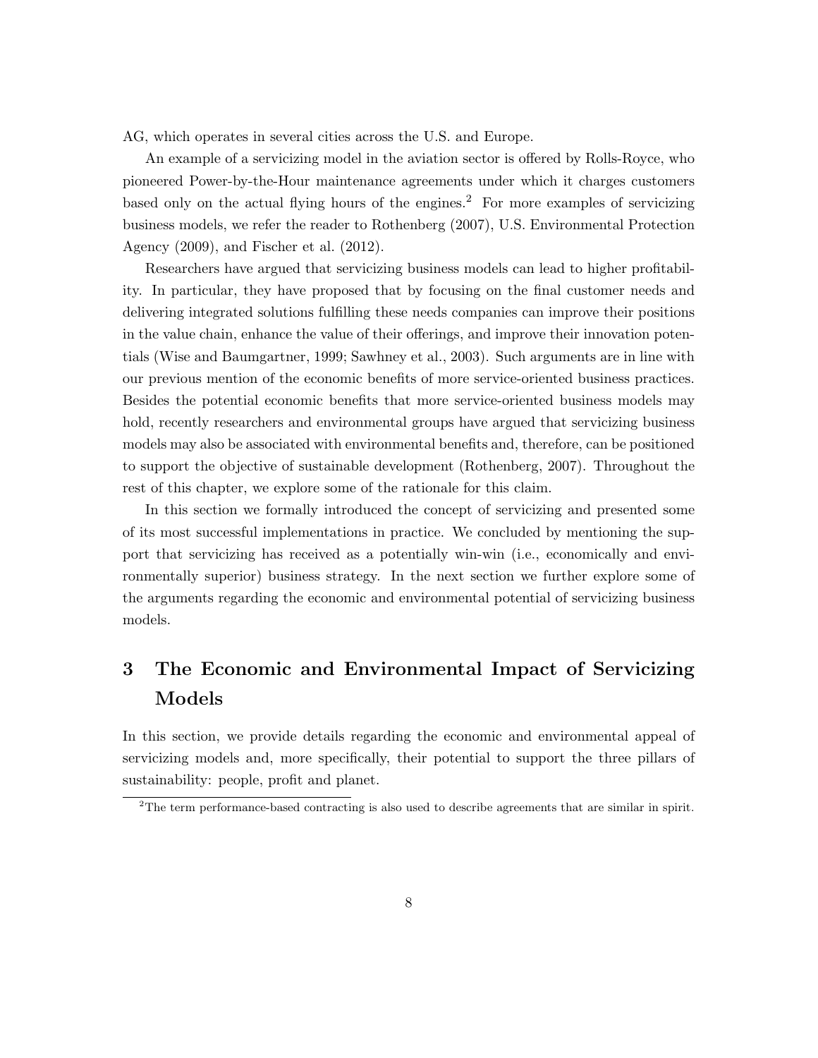AG, which operates in several cities across the U.S. and Europe.

An example of a servicizing model in the aviation sector is offered by Rolls-Royce, who pioneered Power-by-the-Hour maintenance agreements under which it charges customers based only on the actual flying hours of the engines.[2] For more examples of servicizing business models, we refer the reader to Rothenberg (2007), U.S. Environmental Protection Agency (2009), and Fischer et al. (2012).

Researchers have argued that servicizing business models can lead to higher profitability. In particular, they have proposed that by focusing on the final customer needs and delivering integrated solutions fulfilling these needs companies can improve their positions in the value chain, enhance the value of their offerings, and improve their innovation potentials (Wise and Baumgartner, 1999; Sawhney et al., 2003). Such arguments are in line with our previous mention of the economic benefits of more service-oriented business practices. Besides the potential economic benefits that more service-oriented business models may hold, recently researchers and environmental groups have argued that servicizing business models may also be associated with environmental benefits and, therefore, can be positioned to support the objective of sustainable development (Rothenberg, 2007). Throughout the rest of this chapter, we explore some of the rationale for this claim.

In this section we formally introduced the concept of servicizing and presented some of its most successful implementations in practice. We concluded by mentioning the support that servicizing has received as a potentially win-win (i.e., economically and environmentally superior) business strategy. In the next section we further explore some of the arguments regarding the economic and environmental potential of servicizing business models.

# 3 The Economic and Environmental Impact of Servicizing Models

In this section, we provide details regarding the economic and environmental appeal of servicizing models and, more specifically, their potential to support the three pillars of sustainability: people, profit and planet.

[2] The term performance-based contracting is also used to describe agreements that are similar in spirit.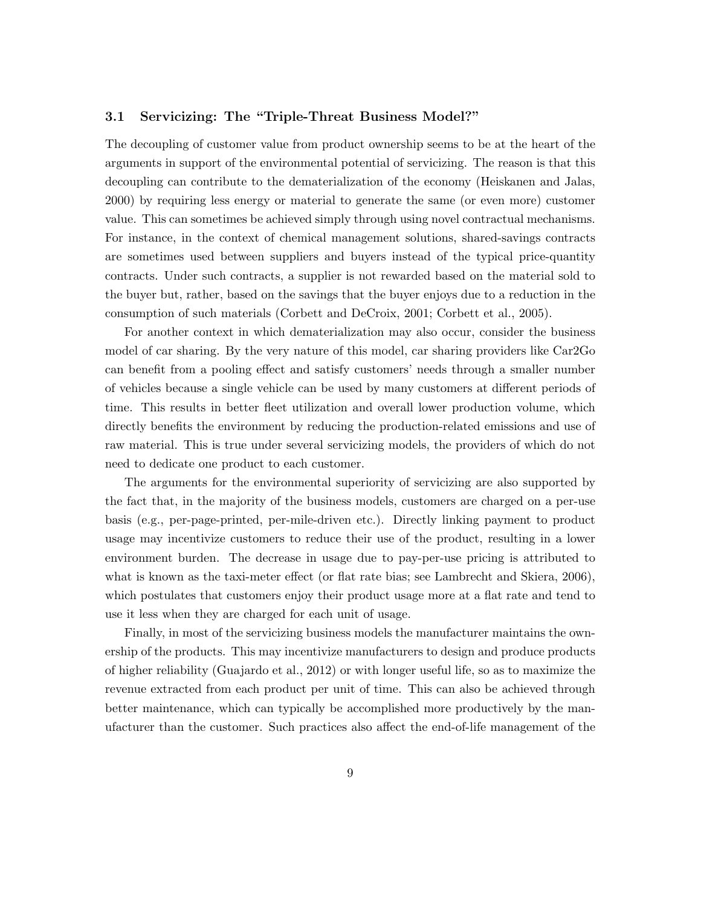### 3.1 Servicizing: The "Triple-Threat Business Model?"

The decoupling of customer value from product ownership seems to be at the heart of the arguments in support of the environmental potential of servicizing. The reason is that this decoupling can contribute to the dematerialization of the economy (Heiskanen and Jalas, 2000) by requiring less energy or material to generate the same (or even more) customer value. This can sometimes be achieved simply through using novel contractual mechanisms. For instance, in the context of chemical management solutions, shared-savings contracts are sometimes used between suppliers and buyers instead of the typical price-quantity contracts. Under such contracts, a supplier is not rewarded based on the material sold to the buyer but, rather, based on the savings that the buyer enjoys due to a reduction in the consumption of such materials (Corbett and DeCroix, 2001; Corbett et al., 2005).

For another context in which dematerialization may also occur, consider the business model of car sharing. By the very nature of this model, car sharing providers like Car2Go can benefit from a pooling effect and satisfy customers' needs through a smaller number of vehicles because a single vehicle can be used by many customers at different periods of time. This results in better fleet utilization and overall lower production volume, which directly benefits the environment by reducing the production-related emissions and use of raw material. This is true under several servicizing models, the providers of which do not need to dedicate one product to each customer.

The arguments for the environmental superiority of servicizing are also supported by the fact that, in the majority of the business models, customers are charged on a per-use basis (e.g., per-page-printed, per-mile-driven etc.). Directly linking payment to product usage may incentivize customers to reduce their use of the product, resulting in a lower environment burden. The decrease in usage due to pay-per-use pricing is attributed to what is known as the taxi-meter effect (or flat rate bias; see Lambrecht and Skiera, 2006), which postulates that customers enjoy their product usage more at a flat rate and tend to use it less when they are charged for each unit of usage.

Finally, in most of the servicizing business models the manufacturer maintains the ownership of the products. This may incentivize manufacturers to design and produce products of higher reliability (Guajardo et al., 2012) or with longer useful life, so as to maximize the revenue extracted from each product per unit of time. This can also be achieved through better maintenance, which can typically be accomplished more productively by the manufacturer than the customer. Such practices also affect the end-of-life management of the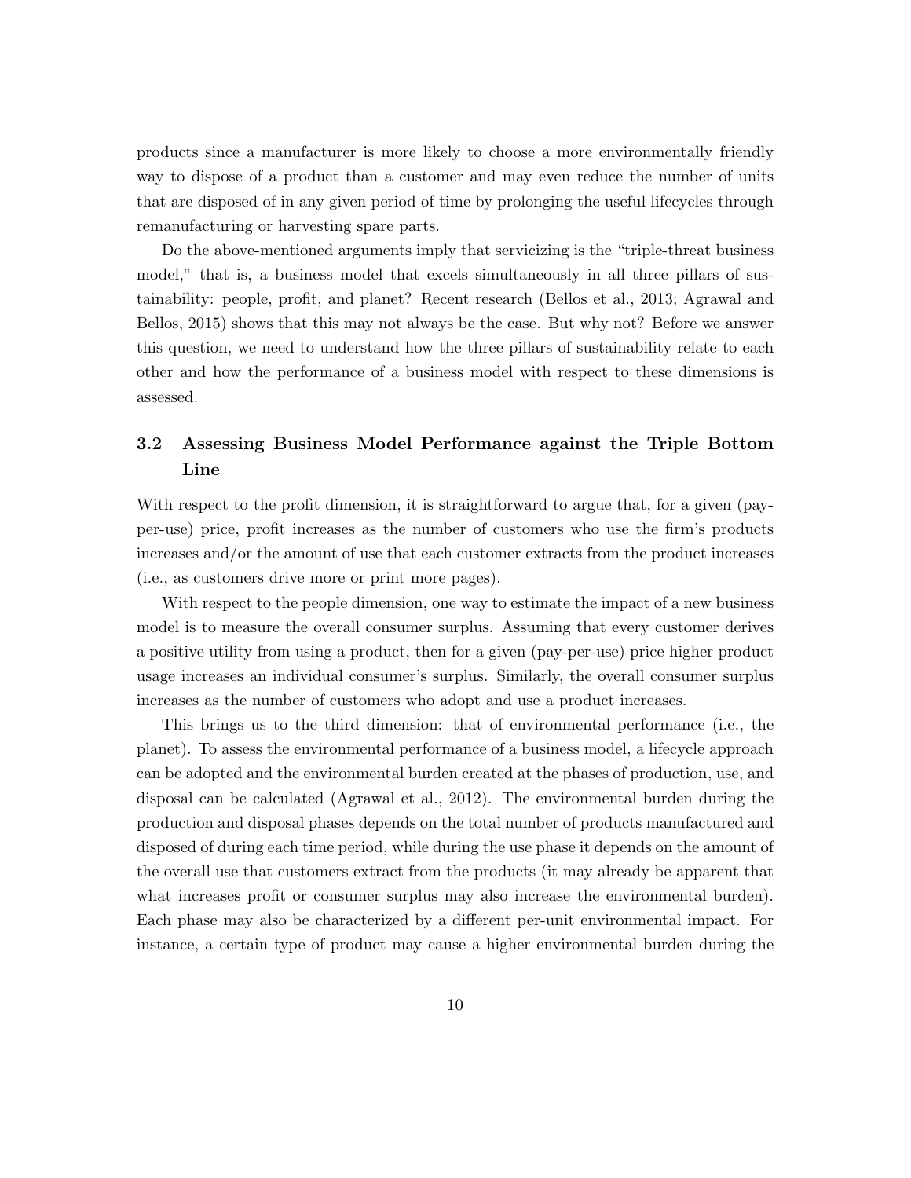products since a manufacturer is more likely to choose a more environmentally friendly way to dispose of a product than a customer and may even reduce the number of units that are disposed of in any given period of time by prolonging the useful lifecycles through remanufacturing or harvesting spare parts.

Do the above-mentioned arguments imply that servicizing is the "triple-threat business model," that is, a business model that excels simultaneously in all three pillars of sustainability: people, profit, and planet? Recent research (Bellos et al., 2013; Agrawal and Bellos, 2015) shows that this may not always be the case. But why not? Before we answer this question, we need to understand how the three pillars of sustainability relate to each other and how the performance of a business model with respect to these dimensions is assessed.

## 3.2 Assessing Business Model Performance against the Triple Bottom Line

With respect to the profit dimension, it is straightforward to argue that, for a given (pay-per-use) price, profit increases as the number of customers who use the firm's products increases and/or the amount of use that each customer extracts from the product increases (i.e., as customers drive more or print more pages).

With respect to the people dimension, one way to estimate the impact of a new business model is to measure the overall consumer surplus. Assuming that every customer derives a positive utility from using a product, then for a given (pay-per-use) price higher product usage increases an individual consumer's surplus. Similarly, the overall consumer surplus increases as the number of customers who adopt and use a product increases.

This brings us to the third dimension: that of environmental performance (i.e., the planet). To assess the environmental performance of a business model, a lifecycle approach can be adopted and the environmental burden created at the phases of production, use, and disposal can be calculated (Agrawal et al., 2012). The environmental burden during the production and disposal phases depends on the total number of products manufactured and disposed of during each time period, while during the use phase it depends on the amount of the overall use that customers extract from the products (it may already be apparent that what increases profit or consumer surplus may also increase the environmental burden). Each phase may also be characterized by a different per-unit environmental impact. For instance, a certain type of product may cause a higher environmental burden during the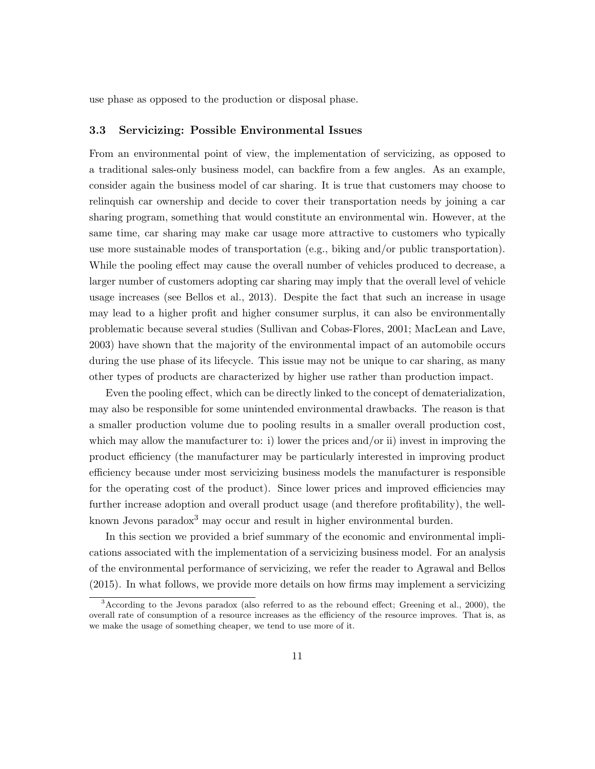use phase as opposed to the production or disposal phase.

### 3.3 Servicizing: Possible Environmental Issues

From an environmental point of view, the implementation of servicizing, as opposed to a traditional sales-only business model, can backfire from a few angles. As an example, consider again the business model of car sharing. It is true that customers may choose to relinquish car ownership and decide to cover their transportation needs by joining a car sharing program, something that would constitute an environmental win. However, at the same time, car sharing may make car usage more attractive to customers who typically use more sustainable modes of transportation (e.g., biking and/or public transportation). While the pooling effect may cause the overall number of vehicles produced to decrease, a larger number of customers adopting car sharing may imply that the overall level of vehicle usage increases (see Bellos et al., 2013). Despite the fact that such an increase in usage may lead to a higher profit and higher consumer surplus, it can also be environmentally problematic because several studies (Sullivan and Cobas-Flores, 2001; MacLean and Lave, 2003) have shown that the majority of the environmental impact of an automobile occurs during the use phase of its lifecycle. This issue may not be unique to car sharing, as many other types of products are characterized by higher use rather than production impact.

Even the pooling effect, which can be directly linked to the concept of dematerialization, may also be responsible for some unintended environmental drawbacks. The reason is that a smaller production volume due to pooling results in a smaller overall production cost, which may allow the manufacturer to: i) lower the prices and/or ii) invest in improving the product efficiency (the manufacturer may be particularly interested in improving product efficiency because under most servicizing business models the manufacturer is responsible for the operating cost of the product). Since lower prices and improved efficiencies may further increase adoption and overall product usage (and therefore profitability), the well-known Jevons paradox[3] may occur and result in higher environmental burden.

In this section we provided a brief summary of the economic and environmental implications associated with the implementation of a servicizing business model. For an analysis of the environmental performance of servicizing, we refer the reader to Agrawal and Bellos (2015). In what follows, we provide more details on how firms may implement a servicizing

[3] According to the Jevons paradox (also referred to as the rebound effect; Greening et al., 2000), the overall rate of consumption of a resource increases as the efficiency of the resource improves. That is, as we make the usage of something cheaper, we tend to use more of it.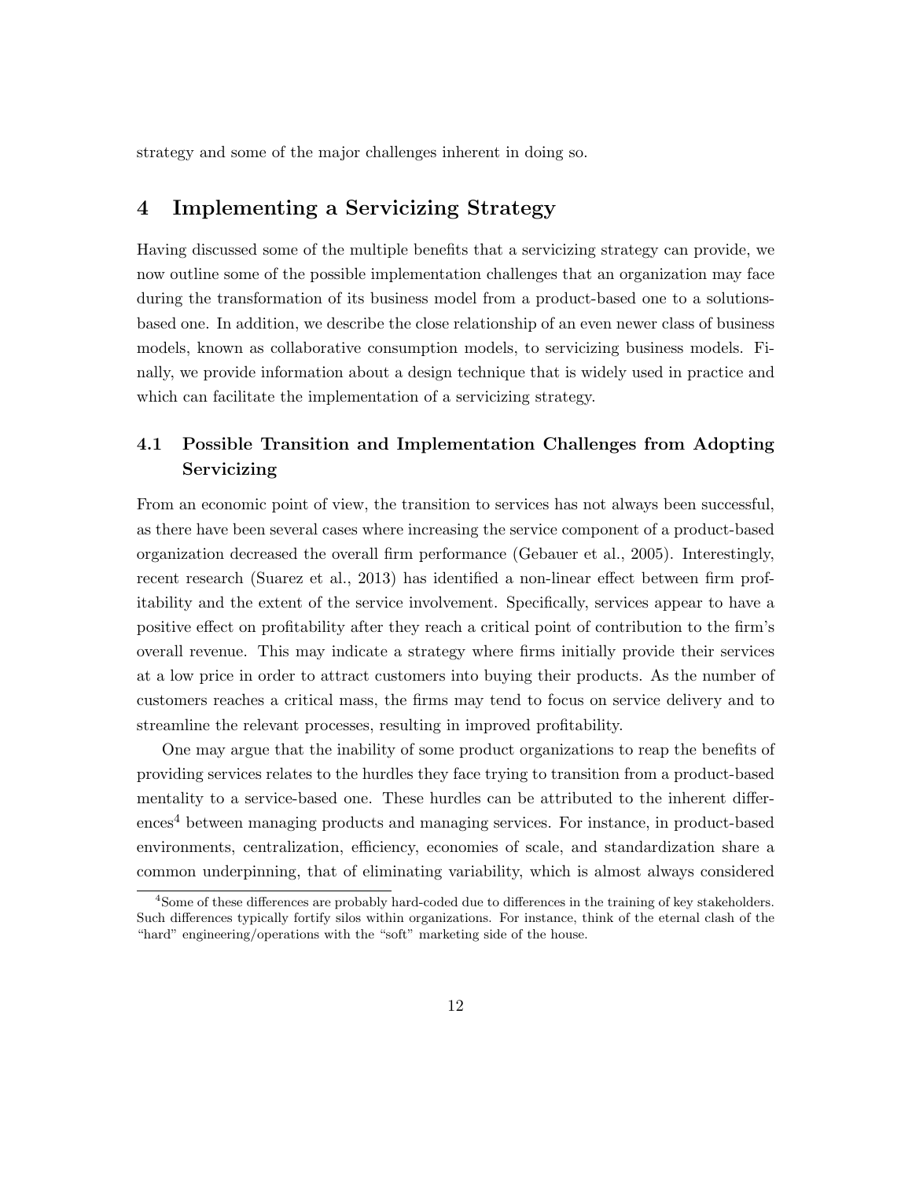strategy and some of the major challenges inherent in doing so.

# 4 Implementing a Servicizing Strategy

Having discussed some of the multiple benefits that a servicizing strategy can provide, we now outline some of the possible implementation challenges that an organization may face during the transformation of its business model from a product-based one to a solutions-based one. In addition, we describe the close relationship of an even newer class of business models, known as collaborative consumption models, to servicizing business models. Finally, we provide information about a design technique that is widely used in practice and which can facilitate the implementation of a servicizing strategy.

## 4.1 Possible Transition and Implementation Challenges from Adopting Servicizing

From an economic point of view, the transition to services has not always been successful, as there have been several cases where increasing the service component of a product-based organization decreased the overall firm performance (Gebauer et al., 2005). Interestingly, recent research (Suarez et al., 2013) has identified a non-linear effect between firm profitability and the extent of the service involvement. Specifically, services appear to have a positive effect on profitability after they reach a critical point of contribution to the firm's overall revenue. This may indicate a strategy where firms initially provide their services at a low price in order to attract customers into buying their products. As the number of customers reaches a critical mass, the firms may tend to focus on service delivery and to streamline the relevant processes, resulting in improved profitability.

One may argue that the inability of some product organizations to reap the benefits of providing services relates to the hurdles they face trying to transition from a product-based mentality to a service-based one. These hurdles can be attributed to the inherent differences[4] between managing products and managing services. For instance, in product-based environments, centralization, efficiency, economies of scale, and standardization share a common underpinning, that of eliminating variability, which is almost always considered

[4] Some of these differences are probably hard-coded due to differences in the training of key stakeholders. Such differences typically fortify silos within organizations. For instance, think of the eternal clash of the "hard" engineering/operations with the "soft" marketing side of the house.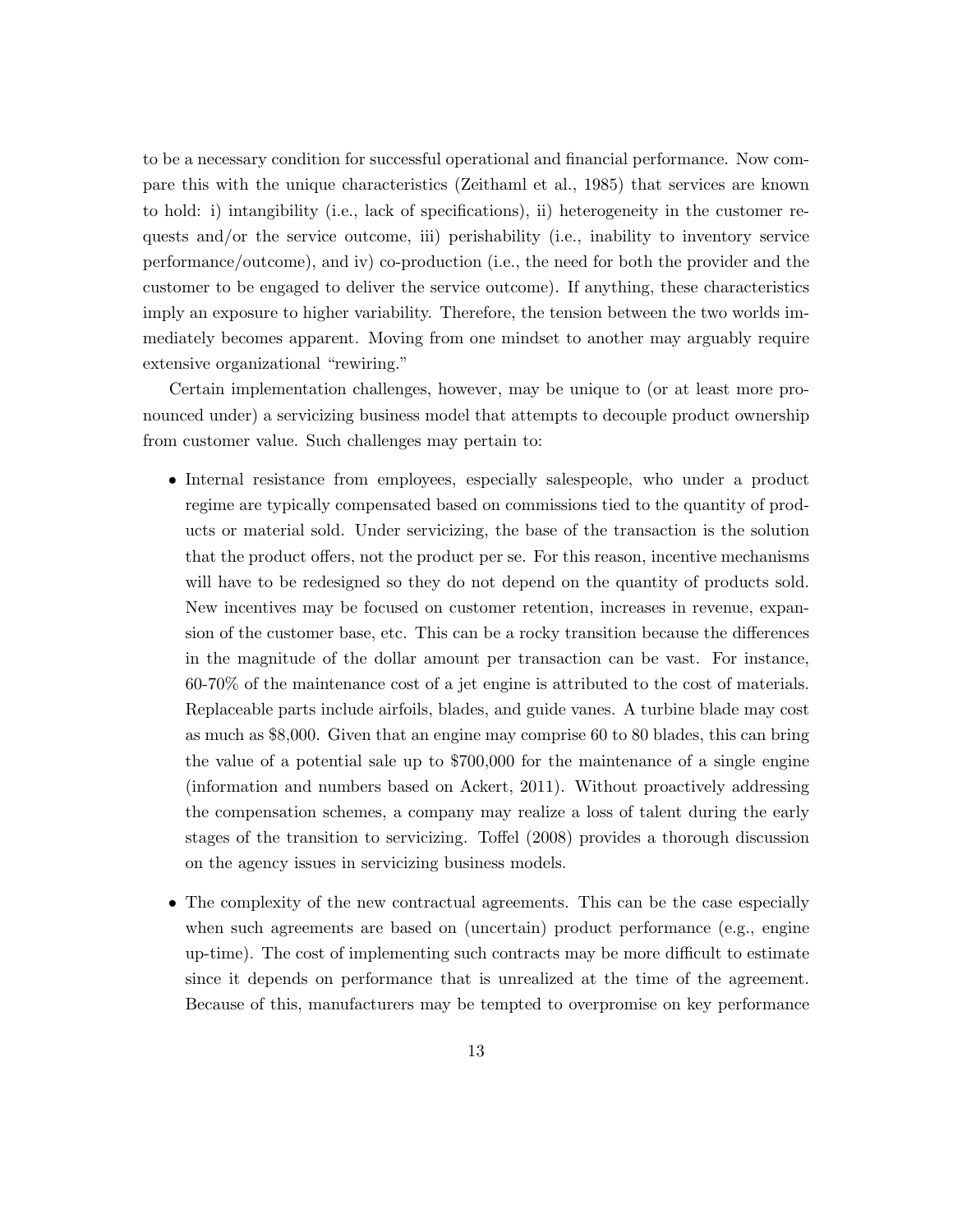to be a necessary condition for successful operational and financial performance. Now compare this with the unique characteristics (Zeithaml et al., 1985) that services are known to hold: i) intangibility (i.e., lack of specifications), ii) heterogeneity in the customer requests and/or the service outcome, iii) perishability (i.e., inability to inventory service performance/outcome), and iv) co-production (i.e., the need for both the provider and the customer to be engaged to deliver the service outcome). If anything, these characteristics imply an exposure to higher variability. Therefore, the tension between the two worlds immediately becomes apparent. Moving from one mindset to another may arguably require extensive organizational "rewiring."

Certain implementation challenges, however, may be unique to (or at least more pronounced under) a servicizing business model that attempts to decouple product ownership from customer value. Such challenges may pertain to:

- Internal resistance from employees, especially salespeople, who under a product regime are typically compensated based on commissions tied to the quantity of products or material sold. Under servicizing, the base of the transaction is the solution that the product offers, not the product per se. For this reason, incentive mechanisms will have to be redesigned so they do not depend on the quantity of products sold. New incentives may be focused on customer retention, increases in revenue, expansion of the customer base, etc. This can be a rocky transition because the differences in the magnitude of the dollar amount per transaction can be vast. For instance, 60-70% of the maintenance cost of a jet engine is attributed to the cost of materials. Replaceable parts include airfoils, blades, and guide vanes. A turbine blade may cost as much as $8,000. Given that an engine may comprise 60 to 80 blades, this can bring the value of a potential sale up to $700,000 for the maintenance of a single engine (information and numbers based on Ackert, 2011). Without proactively addressing the compensation schemes, a company may realize a loss of talent during the early stages of the transition to servicizing. Toffel (2008) provides a thorough discussion on the agency issues in servicizing business models.
- The complexity of the new contractual agreements. This can be the case especially when such agreements are based on (uncertain) product performance (e.g., engine up-time). The cost of implementing such contracts may be more difficult to estimate since it depends on performance that is unrealized at the time of the agreement. Because of this, manufacturers may be tempted to overpromise on key performance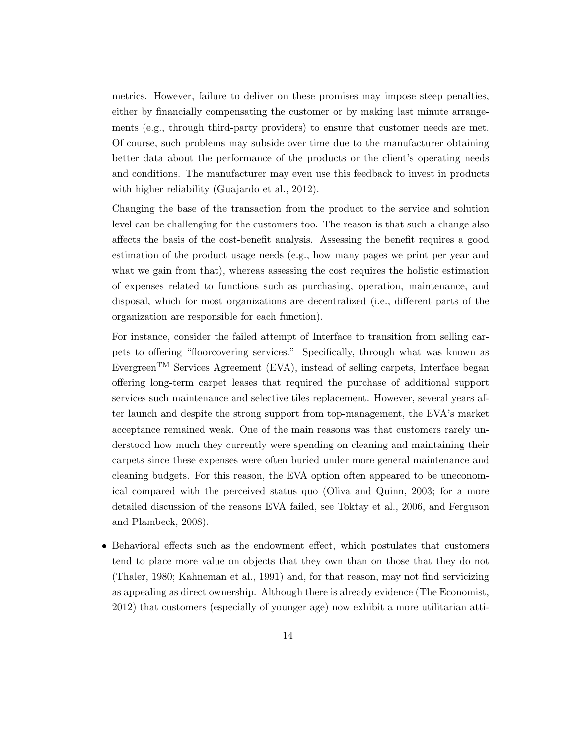metrics. However, failure to deliver on these promises may impose steep penalties, either by financially compensating the customer or by making last minute arrangements (e.g., through third-party providers) to ensure that customer needs are met. Of course, such problems may subside over time due to the manufacturer obtaining better data about the performance of the products or the client's operating needs and conditions. The manufacturer may even use this feedback to invest in products with higher reliability (Guajardo et al., 2012).

Changing the base of the transaction from the product to the service and solution level can be challenging for the customers too. The reason is that such a change also affects the basis of the cost-benefit analysis. Assessing the benefit requires a good estimation of the product usage needs (e.g., how many pages we print per year and what we gain from that), whereas assessing the cost requires the holistic estimation of expenses related to functions such as purchasing, operation, maintenance, and disposal, which for most organizations are decentralized (i.e., different parts of the organization are responsible for each function).

For instance, consider the failed attempt of Interface to transition from selling carpets to offering "floorcovering services." Specifically, through what was known as Evergreen™ Services Agreement (EVA), instead of selling carpets, Interface began offering long-term carpet leases that required the purchase of additional support services such maintenance and selective tiles replacement. However, several years after launch and despite the strong support from top-management, the EVA's market acceptance remained weak. One of the main reasons was that customers rarely understood how much they currently were spending on cleaning and maintaining their carpets since these expenses were often buried under more general maintenance and cleaning budgets. For this reason, the EVA option often appeared to be uneconomical compared with the perceived status quo (Oliva and Quinn, 2003; for a more detailed discussion of the reasons EVA failed, see Toktay et al., 2006, and Ferguson and Plambeck, 2008).

- Behavioral effects such as the endowment effect, which postulates that customers tend to place more value on objects that they own than on those that they do not (Thaler, 1980; Kahneman et al., 1991) and, for that reason, may not find servicizing as appealing as direct ownership. Although there is already evidence (The Economist, 2012) that customers (especially of younger age) now exhibit a more utilitarian atti-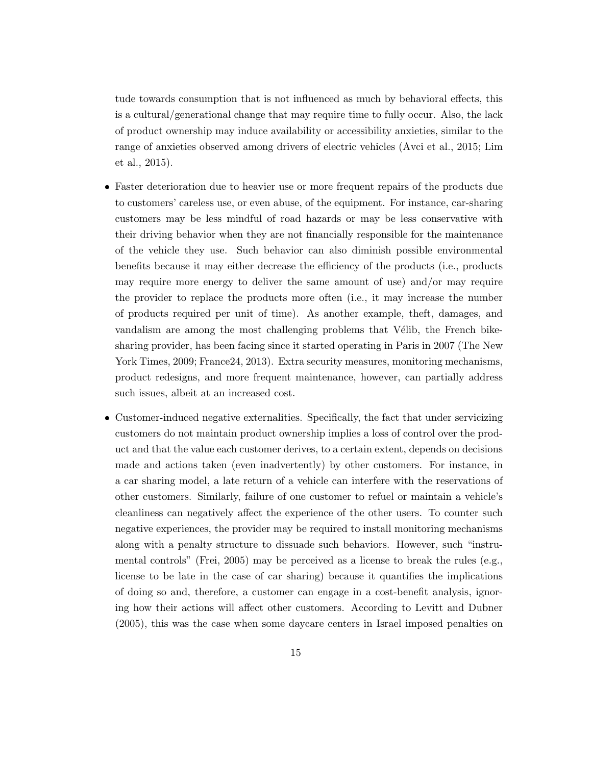tude towards consumption that is not influenced as much by behavioral effects, this is a cultural/generational change that may require time to fully occur. Also, the lack of product ownership may induce availability or accessibility anxieties, similar to the range of anxieties observed among drivers of electric vehicles (Avci et al., 2015; Lim et al., 2015).

- Faster deterioration due to heavier use or more frequent repairs of the products due to customers' careless use, or even abuse, of the equipment. For instance, car-sharing customers may be less mindful of road hazards or may be less conservative with their driving behavior when they are not financially responsible for the maintenance of the vehicle they use. Such behavior can also diminish possible environmental benefits because it may either decrease the efficiency of the products (i.e., products may require more energy to deliver the same amount of use) and/or may require the provider to replace the products more often (i.e., it may increase the number of products required per unit of time). As another example, theft, damages, and vandalism are among the most challenging problems that Vélib, the French bike-sharing provider, has been facing since it started operating in Paris in 2007 (The New York Times, 2009; France24, 2013). Extra security measures, monitoring mechanisms, product redesigns, and more frequent maintenance, however, can partially address such issues, albeit at an increased cost.

- Customer-induced negative externalities. Specifically, the fact that under servicizing customers do not maintain product ownership implies a loss of control over the product and that the value each customer derives, to a certain extent, depends on decisions made and actions taken (even inadvertently) by other customers. For instance, in a car sharing model, a late return of a vehicle can interfere with the reservations of other customers. Similarly, failure of one customer to refuel or maintain a vehicle's cleanliness can negatively affect the experience of the other users. To counter such negative experiences, the provider may be required to install monitoring mechanisms along with a penalty structure to dissuade such behaviors. However, such "instrumental controls" (Frei, 2005) may be perceived as a license to break the rules (e.g., license to be late in the case of car sharing) because it quantifies the implications of doing so and, therefore, a customer can engage in a cost-benefit analysis, ignoring how their actions will affect other customers. According to Levitt and Dubner (2005), this was the case when some daycare centers in Israel imposed penalties on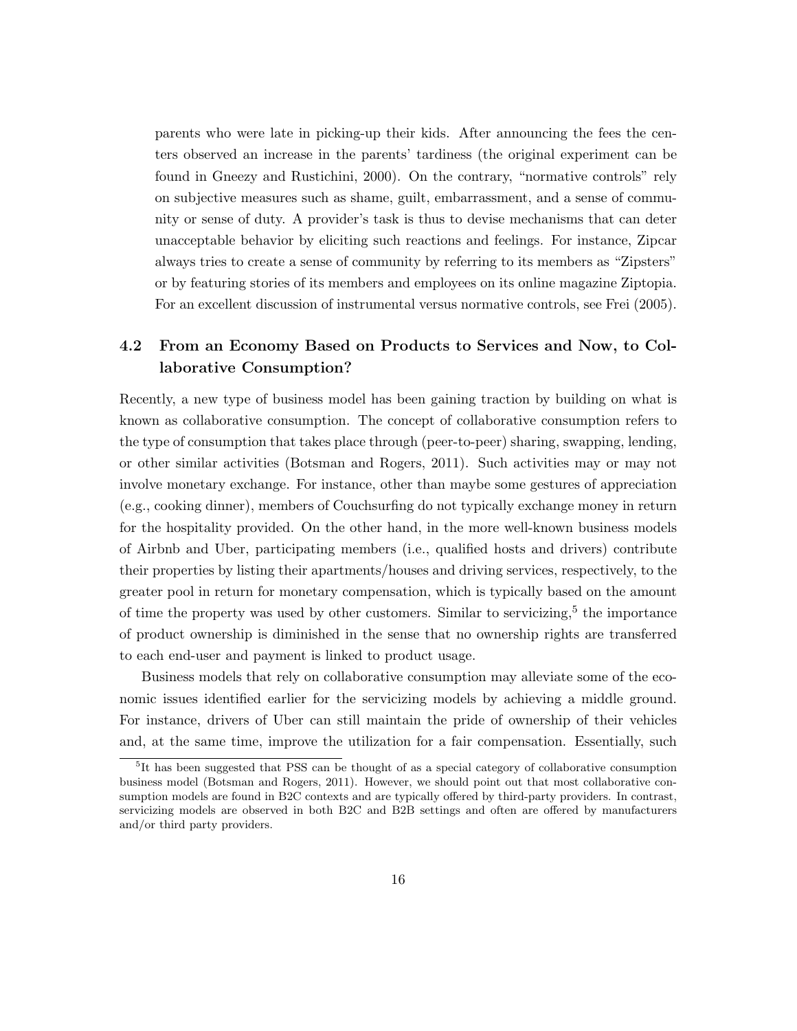parents who were late in picking-up their kids. After announcing the fees the centers observed an increase in the parents' tardiness (the original experiment can be found in Gneezy and Rustichini, 2000). On the contrary, "normative controls" rely on subjective measures such as shame, guilt, embarrassment, and a sense of community or sense of duty. A provider's task is thus to devise mechanisms that can deter unacceptable behavior by eliciting such reactions and feelings. For instance, Zipcar always tries to create a sense of community by referring to its members as "Zipsters" or by featuring stories of its members and employees on its online magazine Ziptopia. For an excellent discussion of instrumental versus normative controls, see Frei (2005).

### 4.2 From an Economy Based on Products to Services and Now, to Collaborative Consumption?

Recently, a new type of business model has been gaining traction by building on what is known as collaborative consumption. The concept of collaborative consumption refers to the type of consumption that takes place through (peer-to-peer) sharing, swapping, lending, or other similar activities (Botsman and Rogers, 2011). Such activities may or may not involve monetary exchange. For instance, other than maybe some gestures of appreciation (e.g., cooking dinner), members of Couchsurfing do not typically exchange money in return for the hospitality provided. On the other hand, in the more well-known business models of Airbnb and Uber, participating members (i.e., qualified hosts and drivers) contribute their properties by listing their apartments/houses and driving services, respectively, to the greater pool in return for monetary compensation, which is typically based on the amount of time the property was used by other customers. Similar to servicizing,[5] the importance of product ownership is diminished in the sense that no ownership rights are transferred to each end-user and payment is linked to product usage.

Business models that rely on collaborative consumption may alleviate some of the economic issues identified earlier for the servicizing models by achieving a middle ground. For instance, drivers of Uber can still maintain the pride of ownership of their vehicles and, at the same time, improve the utilization for a fair compensation. Essentially, such

[5] It has been suggested that PSS can be thought of as a special category of collaborative consumption business model (Botsman and Rogers, 2011). However, we should point out that most collaborative consumption models are found in B2C contexts and are typically offered by third-party providers. In contrast, servicizing models are observed in both B2C and B2B settings and often are offered by manufacturers and/or third party providers.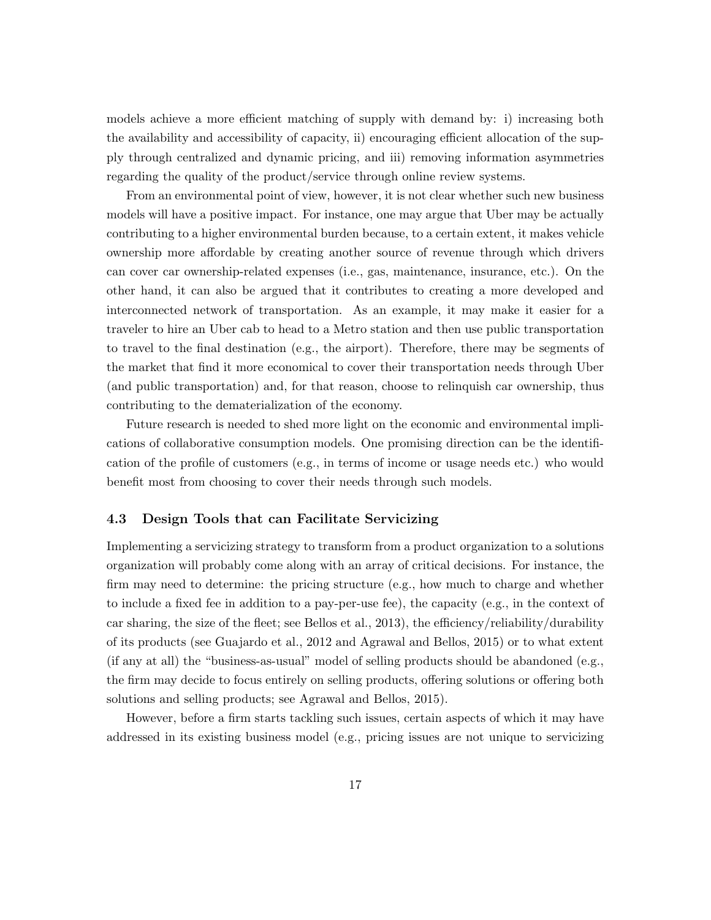models achieve a more efficient matching of supply with demand by: i) increasing both the availability and accessibility of capacity, ii) encouraging efficient allocation of the supply through centralized and dynamic pricing, and iii) removing information asymmetries regarding the quality of the product/service through online review systems.

From an environmental point of view, however, it is not clear whether such new business models will have a positive impact. For instance, one may argue that Uber may be actually contributing to a higher environmental burden because, to a certain extent, it makes vehicle ownership more affordable by creating another source of revenue through which drivers can cover car ownership-related expenses (i.e., gas, maintenance, insurance, etc.). On the other hand, it can also be argued that it contributes to creating a more developed and interconnected network of transportation. As an example, it may make it easier for a traveler to hire an Uber cab to head to a Metro station and then use public transportation to travel to the final destination (e.g., the airport). Therefore, there may be segments of the market that find it more economical to cover their transportation needs through Uber (and public transportation) and, for that reason, choose to relinquish car ownership, thus contributing to the dematerialization of the economy.

Future research is needed to shed more light on the economic and environmental implications of collaborative consumption models. One promising direction can be the identification of the profile of customers (e.g., in terms of income or usage needs etc.) who would benefit most from choosing to cover their needs through such models.

### 4.3 Design Tools that can Facilitate Servicizing

Implementing a servicizing strategy to transform from a product organization to a solutions organization will probably come along with an array of critical decisions. For instance, the firm may need to determine: the pricing structure (e.g., how much to charge and whether to include a fixed fee in addition to a pay-per-use fee), the capacity (e.g., in the context of car sharing, the size of the fleet; see Bellos et al., 2013), the efficiency/reliability/durability of its products (see Guajardo et al., 2012 and Agrawal and Bellos, 2015) or to what extent (if any at all) the "business-as-usual" model of selling products should be abandoned (e.g., the firm may decide to focus entirely on selling products, offering solutions or offering both solutions and selling products; see Agrawal and Bellos, 2015).

However, before a firm starts tackling such issues, certain aspects of which it may have addressed in its existing business model (e.g., pricing issues are not unique to servicizing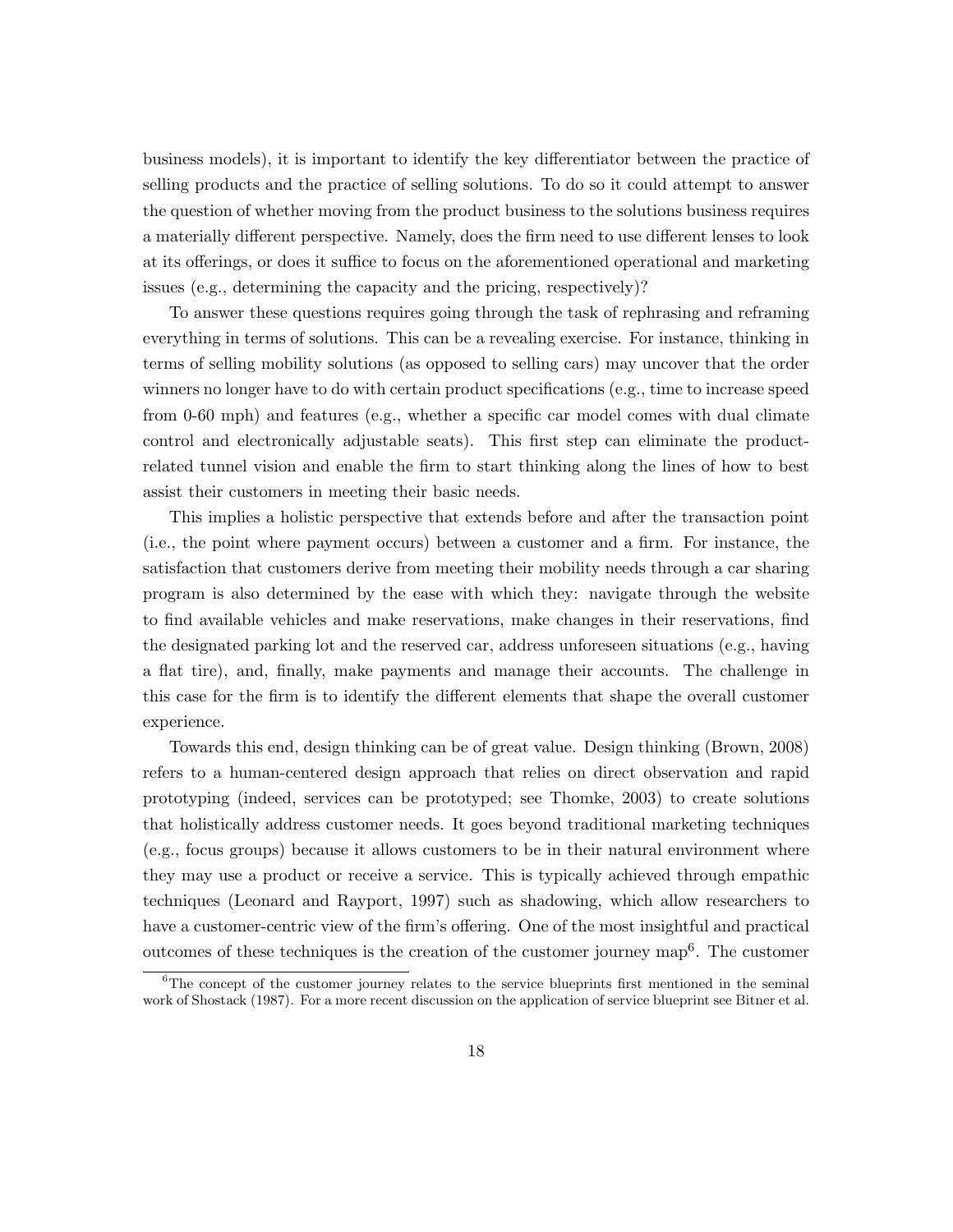business models), it is important to identify the key differentiator between the practice of selling products and the practice of selling solutions. To do so it could attempt to answer the question of whether moving from the product business to the solutions business requires a materially different perspective. Namely, does the firm need to use different lenses to look at its offerings, or does it suffice to focus on the aforementioned operational and marketing issues (e.g., determining the capacity and the pricing, respectively)?

To answer these questions requires going through the task of rephrasing and reframing everything in terms of solutions. This can be a revealing exercise. For instance, thinking in terms of selling mobility solutions (as opposed to selling cars) may uncover that the order winners no longer have to do with certain product specifications (e.g., time to increase speed from 0-60 mph) and features (e.g., whether a specific car model comes with dual climate control and electronically adjustable seats). This first step can eliminate the product-related tunnel vision and enable the firm to start thinking along the lines of how to best assist their customers in meeting their basic needs.

This implies a holistic perspective that extends before and after the transaction point (i.e., the point where payment occurs) between a customer and a firm. For instance, the satisfaction that customers derive from meeting their mobility needs through a car sharing program is also determined by the ease with which they: navigate through the website to find available vehicles and make reservations, make changes in their reservations, find the designated parking lot and the reserved car, address unforeseen situations (e.g., having a flat tire), and, finally, make payments and manage their accounts. The challenge in this case for the firm is to identify the different elements that shape the overall customer experience.

Towards this end, design thinking can be of great value. Design thinking (Brown, 2008) refers to a human-centered design approach that relies on direct observation and rapid prototyping (indeed, services can be prototyped; see Thomke, 2003) to create solutions that holistically address customer needs. It goes beyond traditional marketing techniques (e.g., focus groups) because it allows customers to be in their natural environment where they may use a product or receive a service. This is typically achieved through empathic techniques (Leonard and Rayport, 1997) such as shadowing, which allow researchers to have a customer-centric view of the firm's offering. One of the most insightful and practical outcomes of these techniques is the creation of the customer journey map[6]. The customer

[6] The concept of the customer journey relates to the service blueprints first mentioned in the seminal work of Shostack (1987). For a more recent discussion on the application of service blueprint see Bitner et al.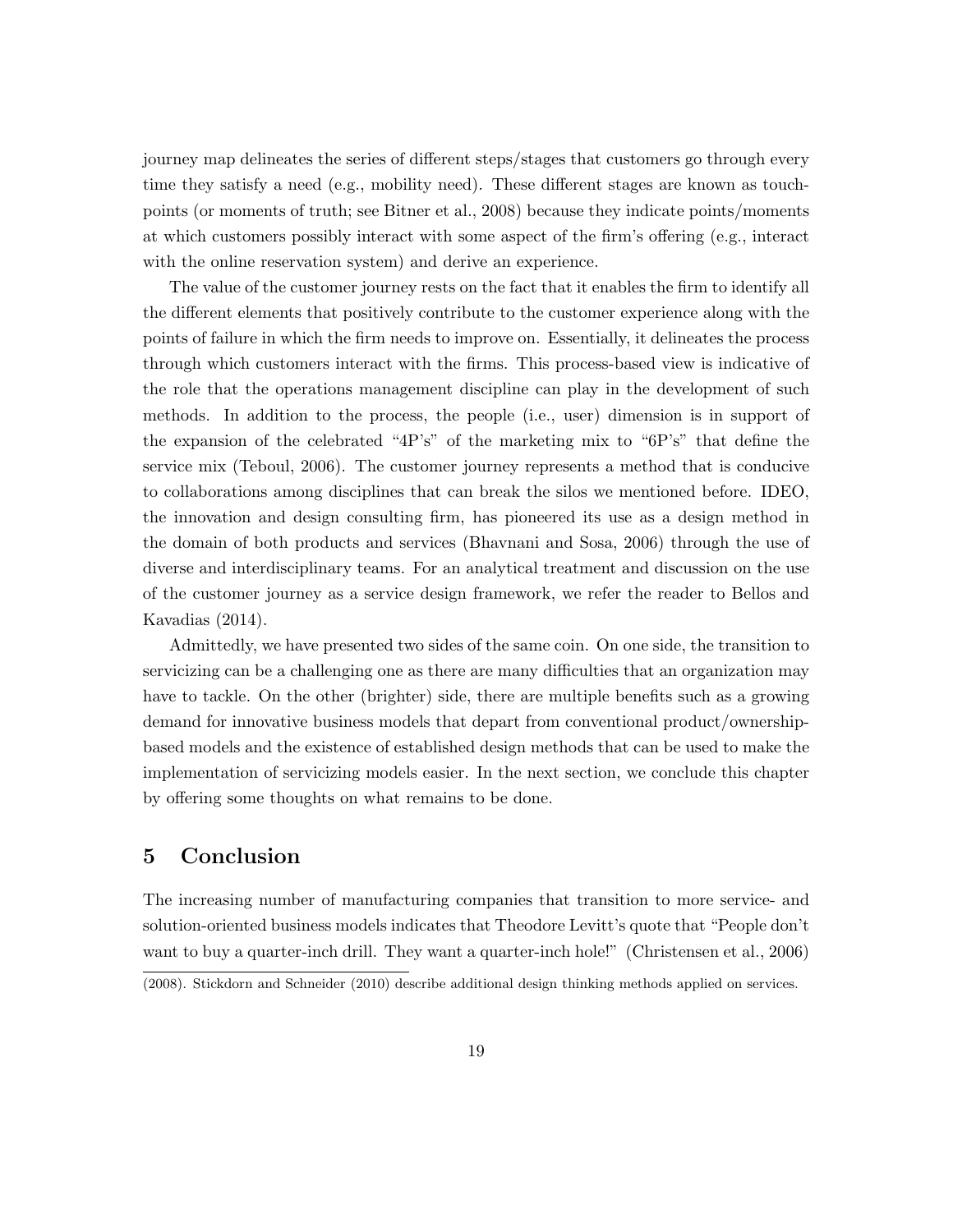journey map delineates the series of different steps/stages that customers go through every time they satisfy a need (e.g., mobility need). These different stages are known as touch-points (or moments of truth; see Bitner et al., 2008) because they indicate points/moments at which customers possibly interact with some aspect of the firm's offering (e.g., interact with the online reservation system) and derive an experience.

The value of the customer journey rests on the fact that it enables the firm to identify all the different elements that positively contribute to the customer experience along with the points of failure in which the firm needs to improve on. Essentially, it delineates the process through which customers interact with the firms. This process-based view is indicative of the role that the operations management discipline can play in the development of such methods. In addition to the process, the people (i.e., user) dimension is in support of the expansion of the celebrated "4P's" of the marketing mix to "6P's" that define the service mix (Teboul, 2006). The customer journey represents a method that is conducive to collaborations among disciplines that can break the silos we mentioned before. IDEO, the innovation and design consulting firm, has pioneered its use as a design method in the domain of both products and services (Bhavnani and Sosa, 2006) through the use of diverse and interdisciplinary teams. For an analytical treatment and discussion on the use of the customer journey as a service design framework, we refer the reader to Bellos and Kavadias (2014).

Admittedly, we have presented two sides of the same coin. On one side, the transition to servicizing can be a challenging one as there are many difficulties that an organization may have to tackle. On the other (brighter) side, there are multiple benefits such as a growing demand for innovative business models that depart from conventional product/ownership-based models and the existence of established design methods that can be used to make the implementation of servicizing models easier. In the next section, we conclude this chapter by offering some thoughts on what remains to be done.

## 5 Conclusion

The increasing number of manufacturing companies that transition to more service- and solution-oriented business models indicates that Theodore Levitt's quote that "People don't want to buy a quarter-inch drill. They want a quarter-inch hole!" (Christensen et al., 2006)

(2008). Stickdorn and Schneider (2010) describe additional design thinking methods applied on services.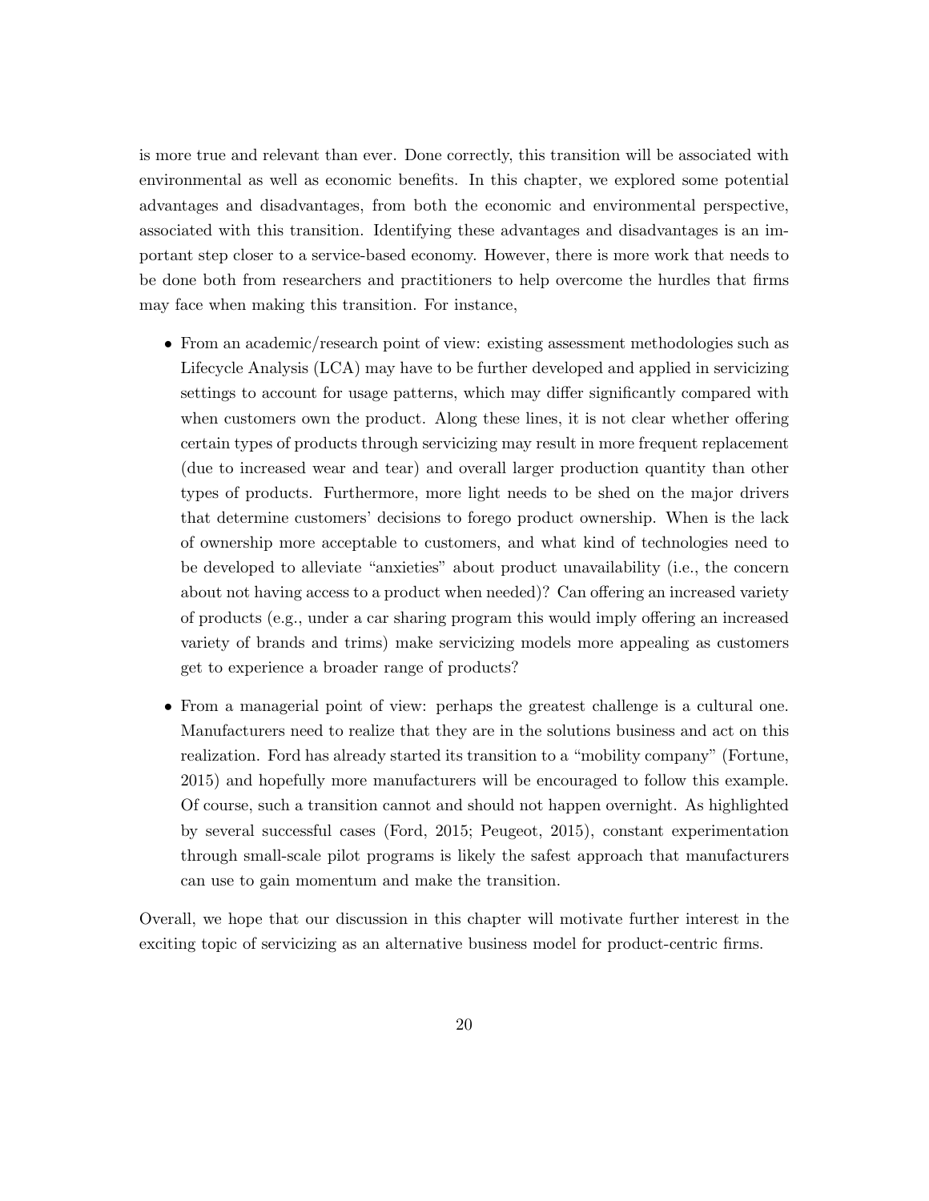is more true and relevant than ever. Done correctly, this transition will be associated with environmental as well as economic benefits. In this chapter, we explored some potential advantages and disadvantages, from both the economic and environmental perspective, associated with this transition. Identifying these advantages and disadvantages is an important step closer to a service-based economy. However, there is more work that needs to be done both from researchers and practitioners to help overcome the hurdles that firms may face when making this transition. For instance,

- From an academic/research point of view: existing assessment methodologies such as Lifecycle Analysis (LCA) may have to be further developed and applied in servicizing settings to account for usage patterns, which may differ significantly compared with when customers own the product. Along these lines, it is not clear whether offering certain types of products through servicizing may result in more frequent replacement (due to increased wear and tear) and overall larger production quantity than other types of products. Furthermore, more light needs to be shed on the major drivers that determine customers' decisions to forego product ownership. When is the lack of ownership more acceptable to customers, and what kind of technologies need to be developed to alleviate "anxieties" about product unavailability (i.e., the concern about not having access to a product when needed)? Can offering an increased variety of products (e.g., under a car sharing program this would imply offering an increased variety of brands and trims) make servicizing models more appealing as customers get to experience a broader range of products?

- From a managerial point of view: perhaps the greatest challenge is a cultural one. Manufacturers need to realize that they are in the solutions business and act on this realization. Ford has already started its transition to a "mobility company" (Fortune, 2015) and hopefully more manufacturers will be encouraged to follow this example. Of course, such a transition cannot and should not happen overnight. As highlighted by several successful cases (Ford, 2015; Peugeot, 2015), constant experimentation through small-scale pilot programs is likely the safest approach that manufacturers can use to gain momentum and make the transition.

Overall, we hope that our discussion in this chapter will motivate further interest in the exciting topic of servicizing as an alternative business model for product-centric firms.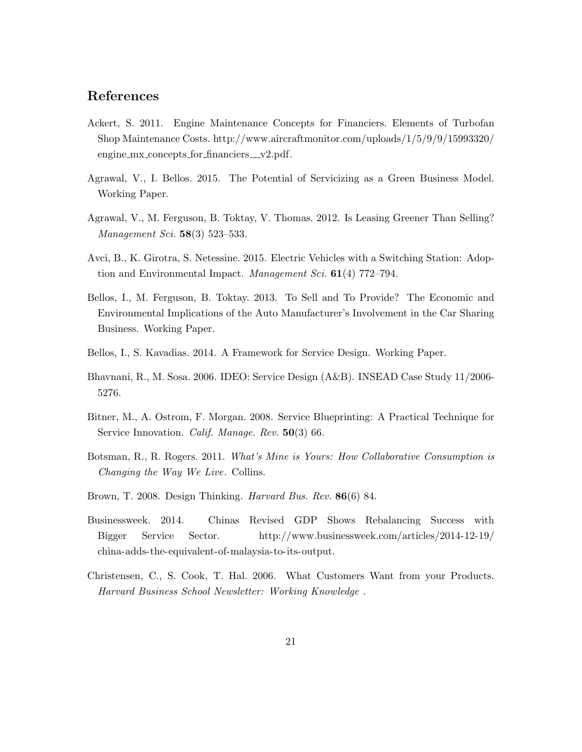## References

Ackert, S. 2011. Engine Maintenance Concepts for Financiers. Elements of Turbofan Shop Maintenance Costs. http://www.aircraftmonitor.com/uploads/1/5/9/9/15993320/engine_mx_concepts_for_financiers___v2.pdf.

Agrawal, V., I. Bellos. 2015. The Potential of Servicizing as a Green Business Model. Working Paper.

Agrawal, V., M. Ferguson, B. Toktay, V. Thomas. 2012. Is Leasing Greener Than Selling? *Management Sci.* **58**(3) 523–533.

Avci, B., K. Girotra, S. Netessine. 2015. Electric Vehicles with a Switching Station: Adoption and Environmental Impact. *Management Sci.* **61**(4) 772–794.

Bellos, I., M. Ferguson, B. Toktay. 2013. To Sell and To Provide? The Economic and Environmental Implications of the Auto Manufacturer's Involvement in the Car Sharing Business. Working Paper.

Bellos, I., S. Kavadias. 2014. A Framework for Service Design. Working Paper.

Bhavnani, R., M. Sosa. 2006. IDEO: Service Design (A&B). INSEAD Case Study 11/2006-5276.

Bitner, M., A. Ostrom, F. Morgan. 2008. Service Blueprinting: A Practical Technique for Service Innovation. *Calif. Manage. Rev.* **50**(3) 66.

Botsman, R., R. Rogers. 2011. *What's Mine is Yours: How Collaborative Consumption is Changing the Way We Live*. Collins.

Brown, T. 2008. Design Thinking. *Harvard Bus. Rev.* **86**(6) 84.

Businessweek. 2014. Chinas Revised GDP Shows Rebalancing Success with Bigger Service Sector. http://www.businessweek.com/articles/2014-12-19/china-adds-the-equivalent-of-malaysia-to-its-output.

Christensen, C., S. Cook, T. Hal. 2006. What Customers Want from your Products. *Harvard Business School Newsletter: Working Knowledge* .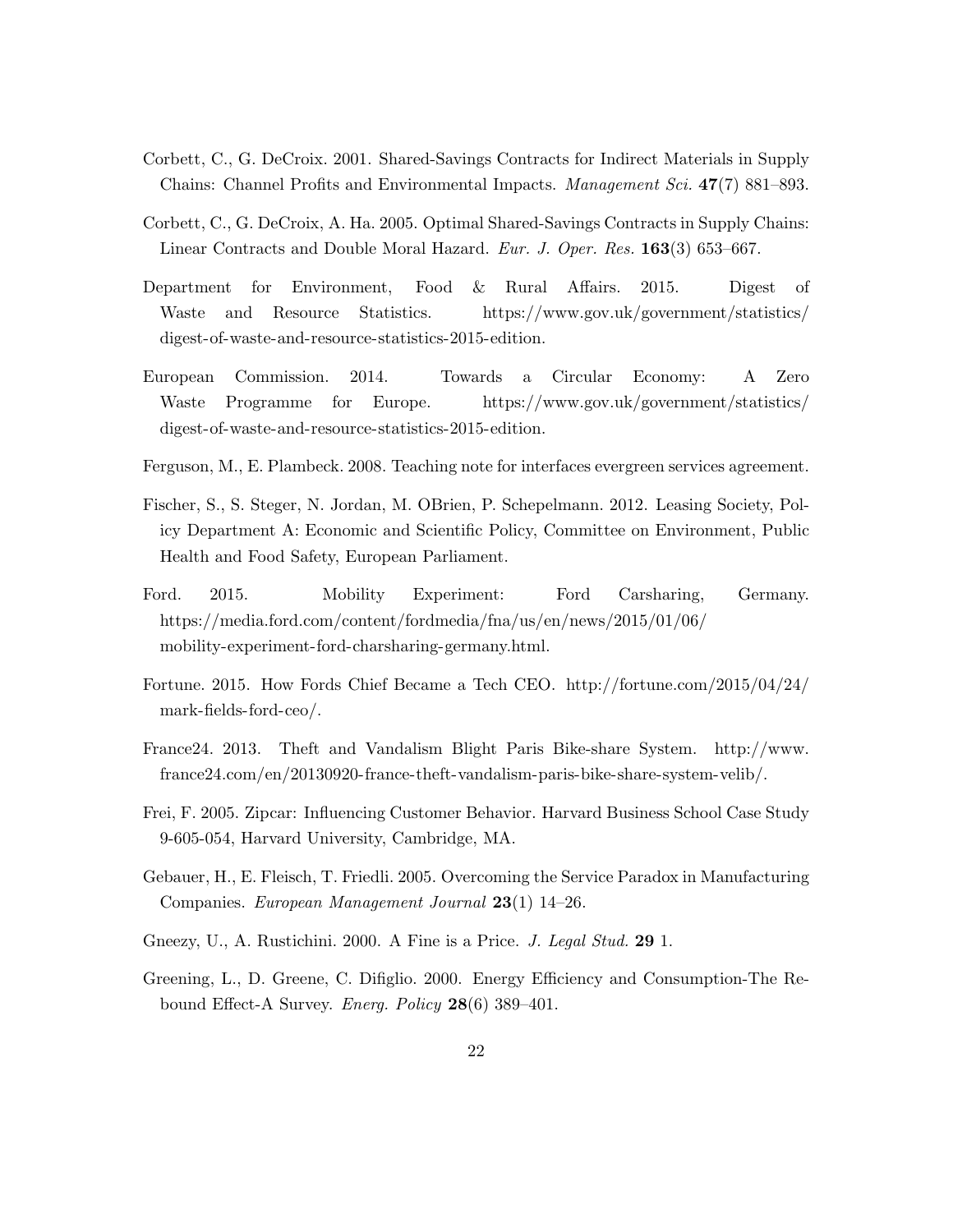Corbett, C., G. DeCroix. 2001. Shared-Savings Contracts for Indirect Materials in Supply Chains: Channel Profits and Environmental Impacts. *Management Sci.* **47**(7) 881–893.

Corbett, C., G. DeCroix, A. Ha. 2005. Optimal Shared-Savings Contracts in Supply Chains: Linear Contracts and Double Moral Hazard. *Eur. J. Oper. Res.* **163**(3) 653–667.

Department for Environment, Food & Rural Affairs. 2015. Digest of Waste and Resource Statistics. https://www.gov.uk/government/statistics/digest-of-waste-and-resource-statistics-2015-edition.

European Commission. 2014. Towards a Circular Economy: A Zero Waste Programme for Europe. https://www.gov.uk/government/statistics/digest-of-waste-and-resource-statistics-2015-edition.

Ferguson, M., E. Plambeck. 2008. Teaching note for interfaces evergreen services agreement.

Fischer, S., S. Steger, N. Jordan, M. OBrien, P. Schepelmann. 2012. Leasing Society, Policy Department A: Economic and Scientific Policy, Committee on Environment, Public Health and Food Safety, European Parliament.

Ford. 2015. Mobility Experiment: Ford Carsharing, Germany. https://media.ford.com/content/fordmedia/fna/us/en/news/2015/01/06/mobility-experiment-ford-charsharing-germany.html.

Fortune. 2015. How Fords Chief Became a Tech CEO. http://fortune.com/2015/04/24/mark-fields-ford-ceo/.

France24. 2013. Theft and Vandalism Blight Paris Bike-share System. http://www.france24.com/en/20130920-france-theft-vandalism-paris-bike-share-system-velib/.

Frei, F. 2005. Zipcar: Influencing Customer Behavior. Harvard Business School Case Study 9-605-054, Harvard University, Cambridge, MA.

Gebauer, H., E. Fleisch, T. Friedli. 2005. Overcoming the Service Paradox in Manufacturing Companies. *European Management Journal* **23**(1) 14–26.

Gneezy, U., A. Rustichini. 2000. A Fine is a Price. *J. Legal Stud.* **29** 1.

Greening, L., D. Greene, C. Difiglio. 2000. Energy Efficiency and Consumption-The Rebound Effect-A Survey. *Energ. Policy* **28**(6) 389–401.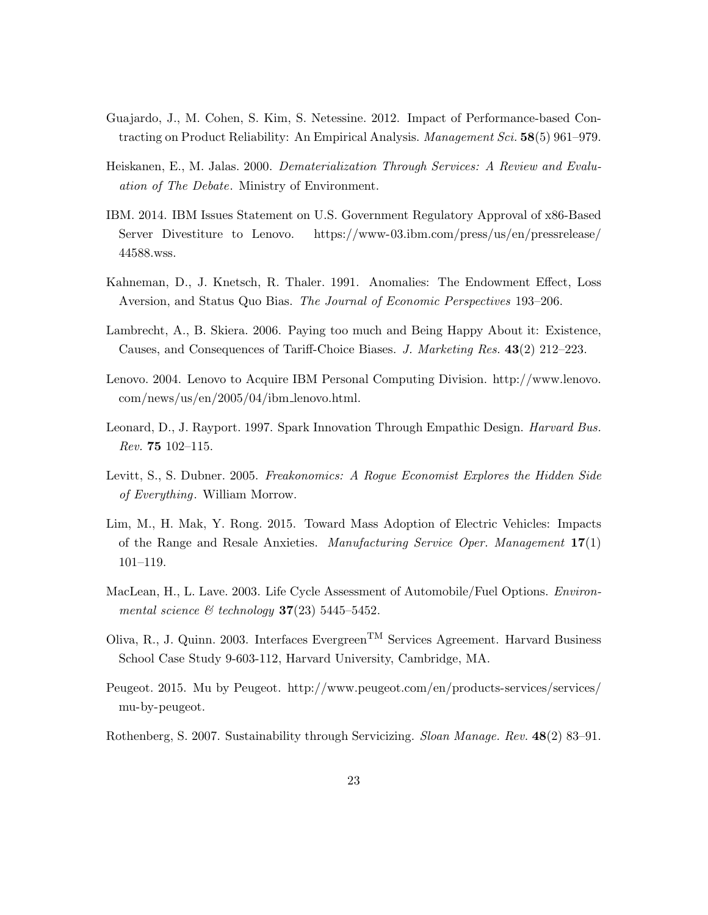Guajardo, J., M. Cohen, S. Kim, S. Netessine. 2012. Impact of Performance-based Contracting on Product Reliability: An Empirical Analysis. *Management Sci.* **58**(5) 961–979.

Heiskanen, E., M. Jalas. 2000. *Dematerialization Through Services: A Review and Evaluation of The Debate*. Ministry of Environment.

IBM. 2014. IBM Issues Statement on U.S. Government Regulatory Approval of x86-Based Server Divestiture to Lenovo. https://www-03.ibm.com/press/us/en/pressrelease/44588.wss.

Kahneman, D., J. Knetsch, R. Thaler. 1991. Anomalies: The Endowment Effect, Loss Aversion, and Status Quo Bias. *The Journal of Economic Perspectives* 193–206.

Lambrecht, A., B. Skiera. 2006. Paying too much and Being Happy About it: Existence, Causes, and Consequences of Tariff-Choice Biases. *J. Marketing Res.* **43**(2) 212–223.

Lenovo. 2004. Lenovo to Acquire IBM Personal Computing Division. http://www.lenovo.com/news/us/en/2005/04/ibm_lenovo.html.

Leonard, D., J. Rayport. 1997. Spark Innovation Through Empathic Design. *Harvard Bus. Rev.* **75** 102–115.

Levitt, S., S. Dubner. 2005. *Freakonomics: A Rogue Economist Explores the Hidden Side of Everything*. William Morrow.

Lim, M., H. Mak, Y. Rong. 2015. Toward Mass Adoption of Electric Vehicles: Impacts of the Range and Resale Anxieties. *Manufacturing Service Oper. Management* **17**(1) 101–119.

MacLean, H., L. Lave. 2003. Life Cycle Assessment of Automobile/Fuel Options. *Environmental science & technology* **37**(23) 5445–5452.

Oliva, R., J. Quinn. 2003. Interfaces Evergreen™ Services Agreement. Harvard Business School Case Study 9-603-112, Harvard University, Cambridge, MA.

Peugeot. 2015. Mu by Peugeot. http://www.peugeot.com/en/products-services/services/mu-by-peugeot.

Rothenberg, S. 2007. Sustainability through Servicizing. *Sloan Manage. Rev.* **48**(2) 83–91.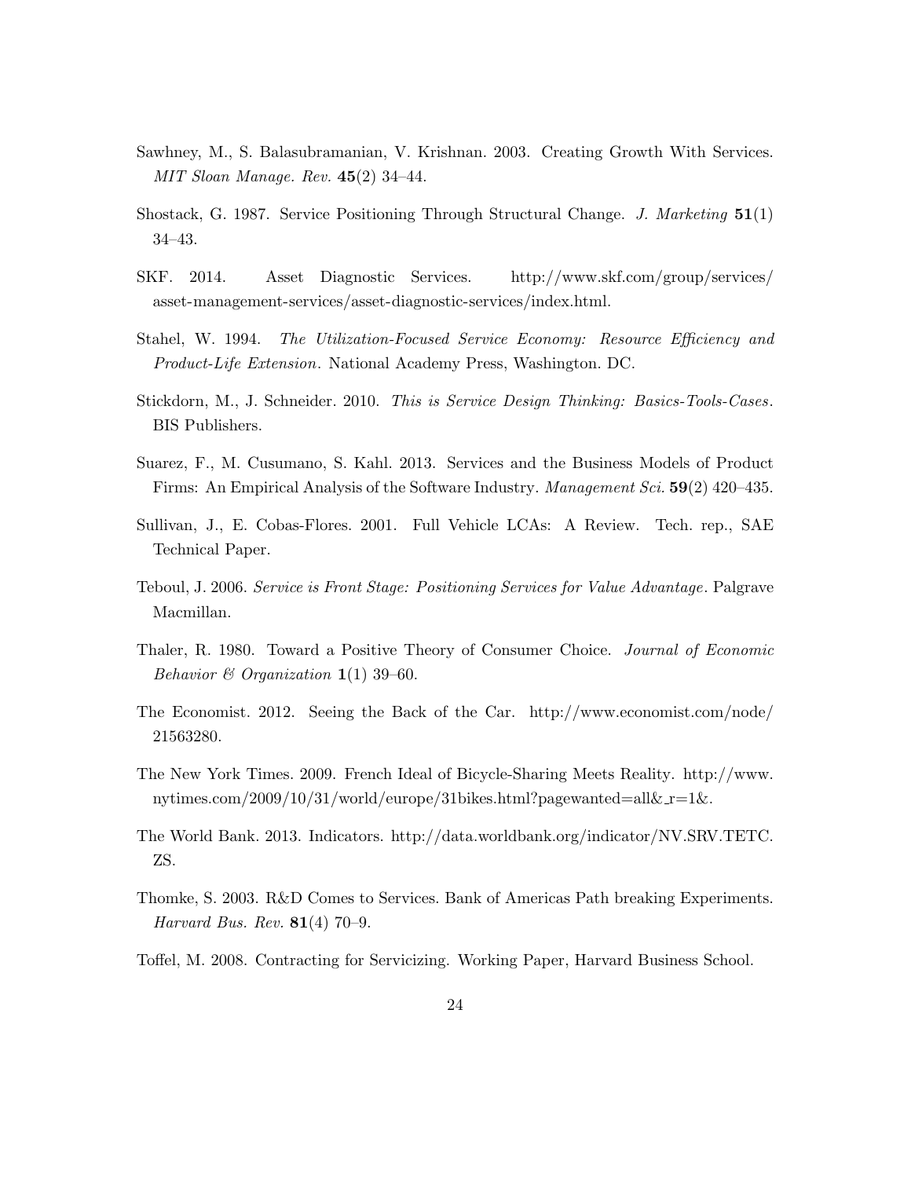Sawhney, M., S. Balasubramanian, V. Krishnan. 2003. Creating Growth With Services. *MIT Sloan Manage. Rev.* **45**(2) 34–44.

Shostack, G. 1987. Service Positioning Through Structural Change. *J. Marketing* **51**(1) 34–43.

SKF. 2014. Asset Diagnostic Services. http://www.skf.com/group/services/asset-management-services/asset-diagnostic-services/index.html.

Stahel, W. 1994. *The Utilization-Focused Service Economy: Resource Efficiency and Product-Life Extension*. National Academy Press, Washington. DC.

Stickdorn, M., J. Schneider. 2010. *This is Service Design Thinking: Basics-Tools-Cases*. BIS Publishers.

Suarez, F., M. Cusumano, S. Kahl. 2013. Services and the Business Models of Product Firms: An Empirical Analysis of the Software Industry. *Management Sci.* **59**(2) 420–435.

Sullivan, J., E. Cobas-Flores. 2001. Full Vehicle LCAs: A Review. Tech. rep., SAE Technical Paper.

Teboul, J. 2006. *Service is Front Stage: Positioning Services for Value Advantage*. Palgrave Macmillan.

Thaler, R. 1980. Toward a Positive Theory of Consumer Choice. *Journal of Economic Behavior & Organization* **1**(1) 39–60.

The Economist. 2012. Seeing the Back of the Car. http://www.economist.com/node/21563280.

The New York Times. 2009. French Ideal of Bicycle-Sharing Meets Reality. http://www.nytimes.com/2009/10/31/world/europe/31bikes.html?pagewanted=all&_r=1&.

The World Bank. 2013. Indicators. http://data.worldbank.org/indicator/NV.SRV.TETC.ZS.

Thomke, S. 2003. R&D Comes to Services. Bank of Americas Path breaking Experiments. *Harvard Bus. Rev.* **81**(4) 70–9.

Toffel, M. 2008. Contracting for Servicizing. Working Paper, Harvard Business School.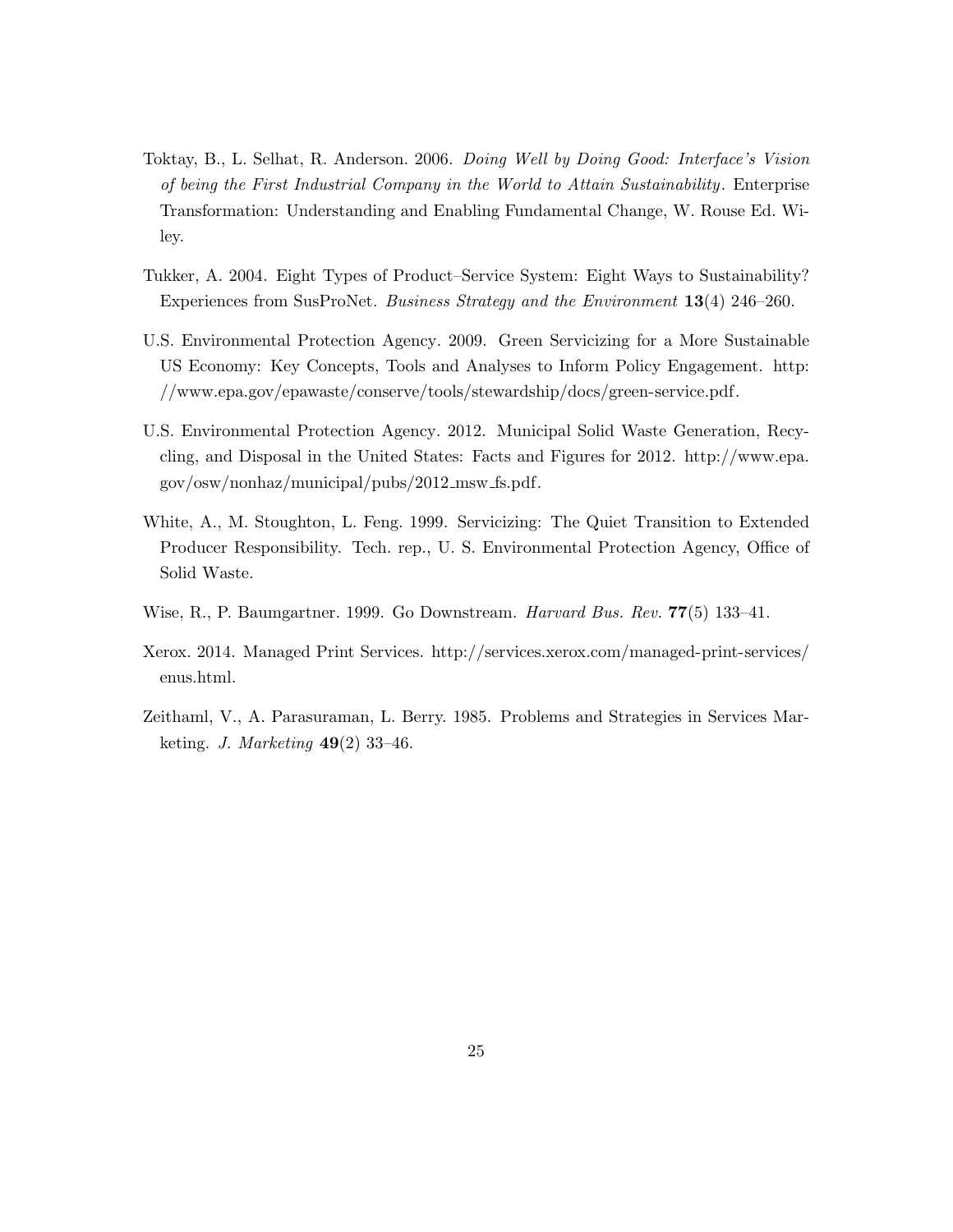Toktay, B., L. Selhat, R. Anderson. 2006. *Doing Well by Doing Good: Interface's Vision of being the First Industrial Company in the World to Attain Sustainability*. Enterprise Transformation: Understanding and Enabling Fundamental Change, W. Rouse Ed. Wiley.

Tukker, A. 2004. Eight Types of Product–Service System: Eight Ways to Sustainability? Experiences from SusProNet. *Business Strategy and the Environment* **13**(4) 246–260.

U.S. Environmental Protection Agency. 2009. Green Servicizing for a More Sustainable US Economy: Key Concepts, Tools and Analyses to Inform Policy Engagement. http://www.epa.gov/epawaste/conserve/tools/stewardship/docs/green-service.pdf.

U.S. Environmental Protection Agency. 2012. Municipal Solid Waste Generation, Recycling, and Disposal in the United States: Facts and Figures for 2012. http://www.epa.gov/osw/nonhaz/municipal/pubs/2012_msw_fs.pdf.

White, A., M. Stoughton, L. Feng. 1999. Servicizing: The Quiet Transition to Extended Producer Responsibility. Tech. rep., U. S. Environmental Protection Agency, Office of Solid Waste.

Wise, R., P. Baumgartner. 1999. Go Downstream. *Harvard Bus. Rev.* **77**(5) 133–41.

Xerox. 2014. Managed Print Services. http://services.xerox.com/managed-print-services/enus.html.

Zeithaml, V., A. Parasuraman, L. Berry. 1985. Problems and Strategies in Services Marketing. *J. Marketing* **49**(2) 33–46.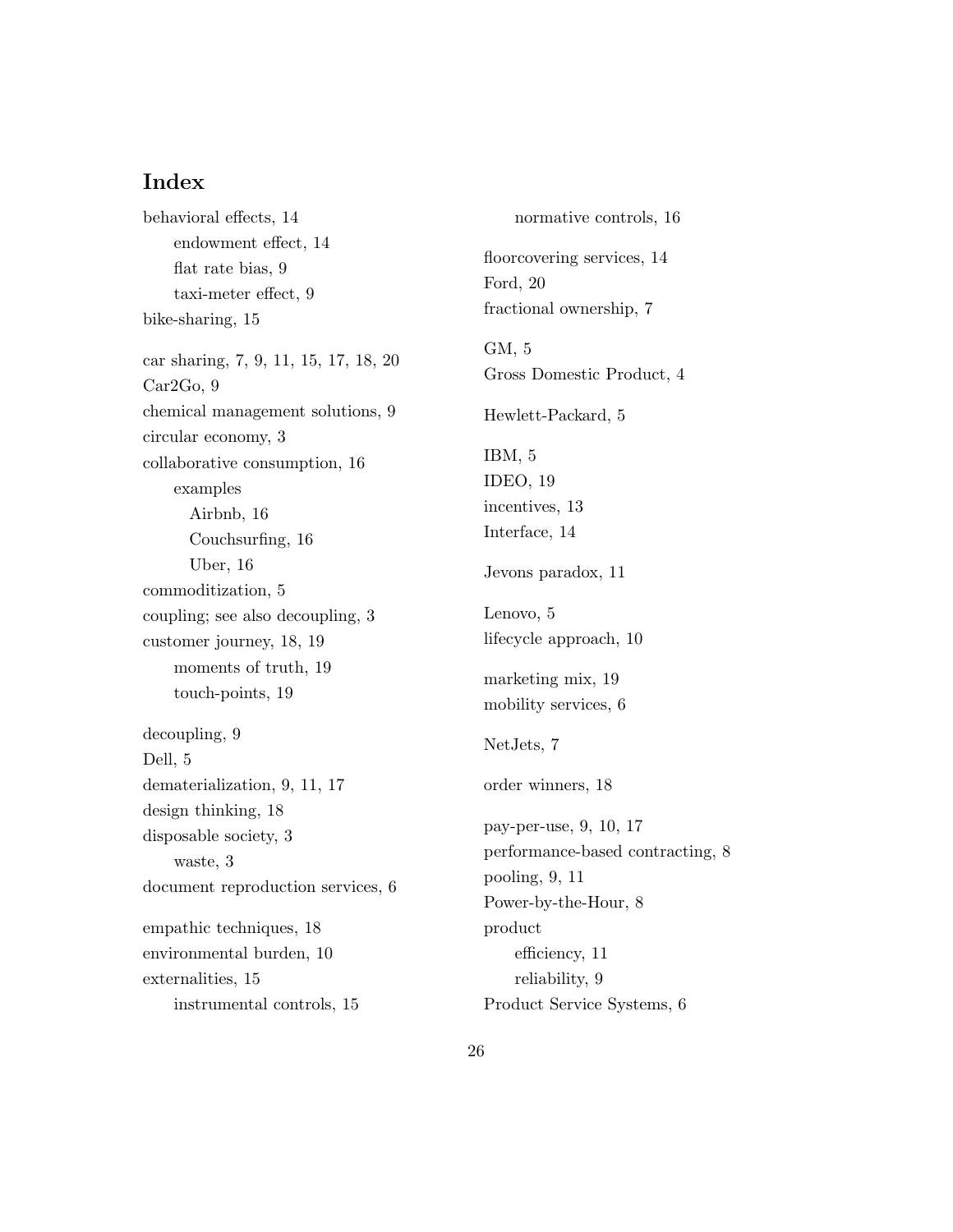## Index

behavioral effects, 14
- endowment effect, 14
- flat rate bias, 9
- taxi-meter effect, 9

bike-sharing, 15

car sharing, 7, 9, 11, 15, 17, 18, 20
Car2Go, 9
chemical management solutions, 9
circular economy, 3
collaborative consumption, 16
- examples
  - Airbnb, 16
  - Couchsurfing, 16
  - Uber, 16

commoditization, 5
coupling; see also decoupling, 3
customer journey, 18, 19
- moments of truth, 19
- touch-points, 19

decoupling, 9
Dell, 5
dematerialization, 9, 11, 17
design thinking, 18
disposable society, 3
- waste, 3

document reproduction services, 6

empathic techniques, 18
environmental burden, 10
externalities, 15
- instrumental controls, 15
- normative controls, 16

floorcovering services, 14
Ford, 20
fractional ownership, 7

GM, 5
Gross Domestic Product, 4

Hewlett-Packard, 5

IBM, 5
IDEO, 19
incentives, 13
Interface, 14

Jevons paradox, 11

Lenovo, 5
lifecycle approach, 10

marketing mix, 19
mobility services, 6

NetJets, 7

order winners, 18

pay-per-use, 9, 10, 17
performance-based contracting, 8
pooling, 9, 11
Power-by-the-Hour, 8
product
- efficiency, 11
- reliability, 9

Product Service Systems, 6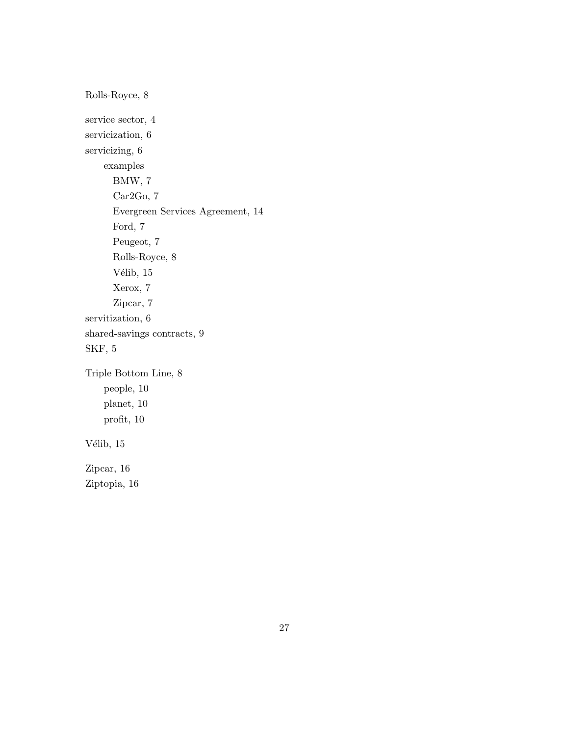Rolls-Royce, 8

service sector, 4
servicization, 6
servicizing, 6
  examples
    BMW, 7
    Car2Go, 7
    Evergreen Services Agreement, 14
    Ford, 7
    Peugeot, 7
    Rolls-Royce, 8
    Vélib, 15
    Xerox, 7
    Zipcar, 7
servitization, 6
shared-savings contracts, 9
SKF, 5

Triple Bottom Line, 8
  people, 10
  planet, 10
  profit, 10

Vélib, 15

Zipcar, 16
Ziptopia, 16